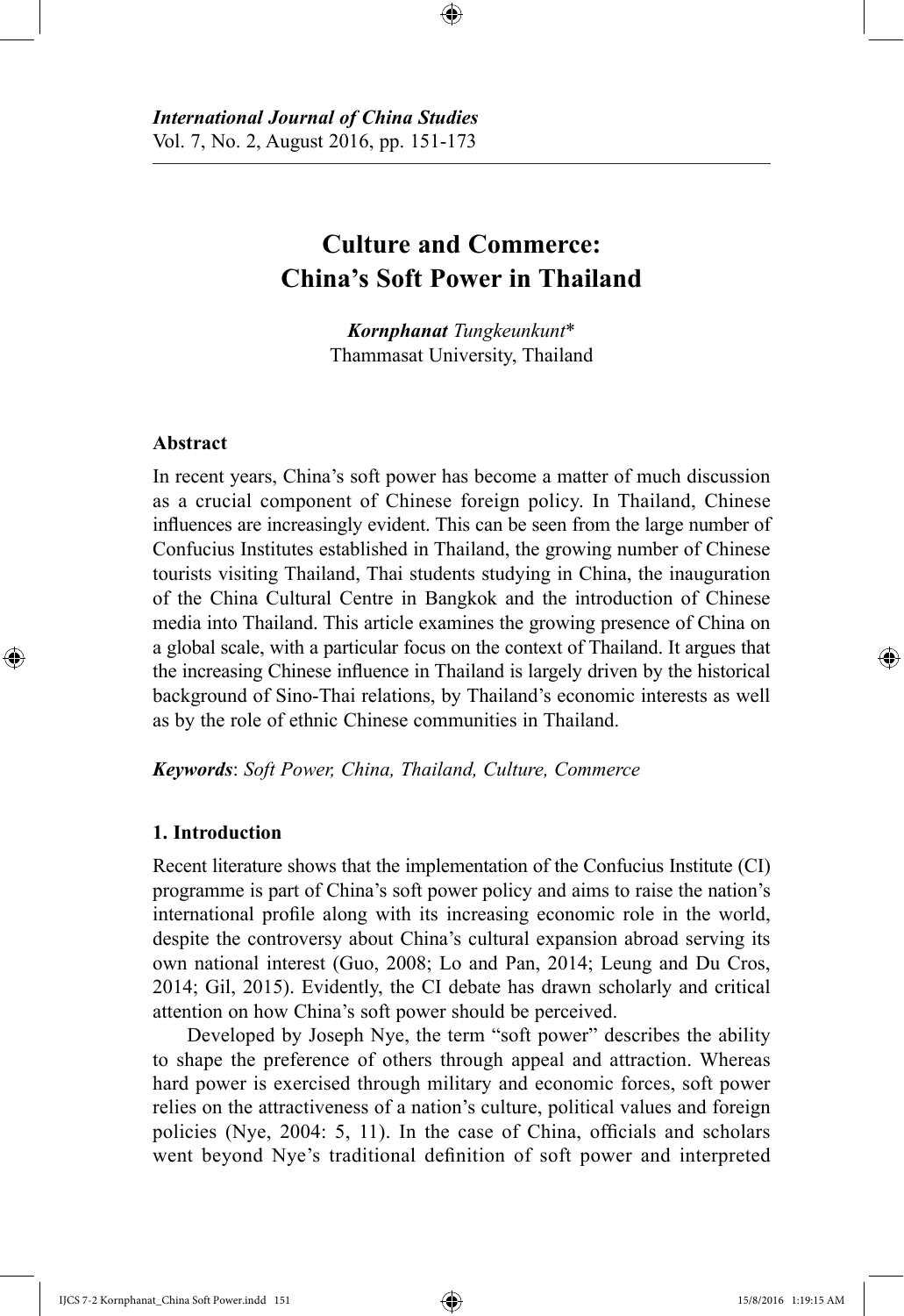*International Journal of China Studies*
Vol. 7, No. 2, August 2016, pp. 151-173

# Culture and Commerce: China's Soft Power in Thailand

***Kornphanat** Tungkeunkunt**
Thammasat University, Thailand

## Abstract

In recent years, China's soft power has become a matter of much discussion as a crucial component of Chinese foreign policy. In Thailand, Chinese influences are increasingly evident. This can be seen from the large number of Confucius Institutes established in Thailand, the growing number of Chinese tourists visiting Thailand, Thai students studying in China, the inauguration of the China Cultural Centre in Bangkok and the introduction of Chinese media into Thailand. This article examines the growing presence of China on a global scale, with a particular focus on the context of Thailand. It argues that the increasing Chinese influence in Thailand is largely driven by the historical background of Sino-Thai relations, by Thailand's economic interests as well as by the role of ethnic Chinese communities in Thailand.

***Keywords***: *Soft Power, China, Thailand, Culture, Commerce*

## 1. Introduction

Recent literature shows that the implementation of the Confucius Institute (CI) programme is part of China's soft power policy and aims to raise the nation's international profile along with its increasing economic role in the world, despite the controversy about China's cultural expansion abroad serving its own national interest (Guo, 2008; Lo and Pan, 2014; Leung and Du Cros, 2014; Gil, 2015). Evidently, the CI debate has drawn scholarly and critical attention on how China's soft power should be perceived.

Developed by Joseph Nye, the term "soft power" describes the ability to shape the preference of others through appeal and attraction. Whereas hard power is exercised through military and economic forces, soft power relies on the attractiveness of a nation's culture, political values and foreign policies (Nye, 2004: 5, 11). In the case of China, officials and scholars went beyond Nye's traditional definition of soft power and interpreted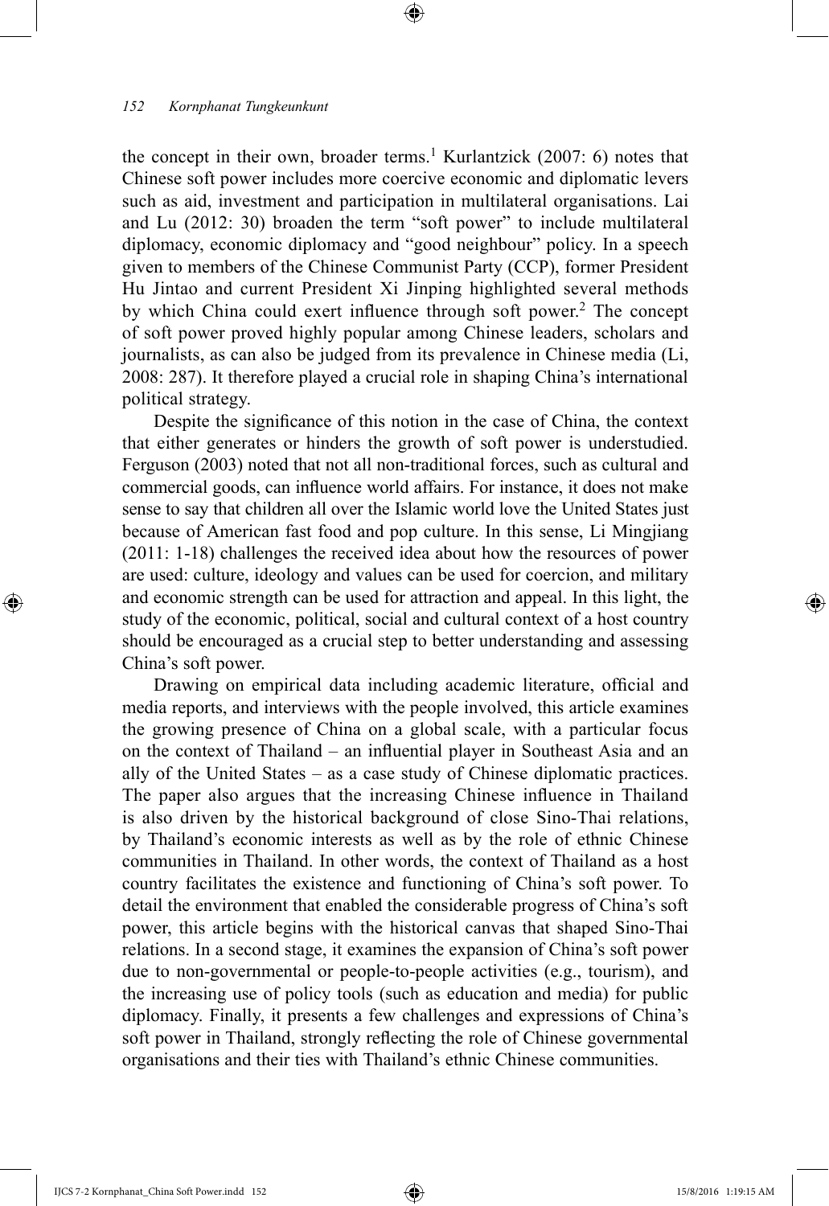the concept in their own, broader terms.[1] Kurlantzick (2007: 6) notes that Chinese soft power includes more coercive economic and diplomatic levers such as aid, investment and participation in multilateral organisations. Lai and Lu (2012: 30) broaden the term "soft power" to include multilateral diplomacy, economic diplomacy and "good neighbour" policy. In a speech given to members of the Chinese Communist Party (CCP), former President Hu Jintao and current President Xi Jinping highlighted several methods by which China could exert influence through soft power.[2] The concept of soft power proved highly popular among Chinese leaders, scholars and journalists, as can also be judged from its prevalence in Chinese media (Li, 2008: 287). It therefore played a crucial role in shaping China's international political strategy.

Despite the significance of this notion in the case of China, the context that either generates or hinders the growth of soft power is understudied. Ferguson (2003) noted that not all non-traditional forces, such as cultural and commercial goods, can influence world affairs. For instance, it does not make sense to say that children all over the Islamic world love the United States just because of American fast food and pop culture. In this sense, Li Mingjiang (2011: 1-18) challenges the received idea about how the resources of power are used: culture, ideology and values can be used for coercion, and military and economic strength can be used for attraction and appeal. In this light, the study of the economic, political, social and cultural context of a host country should be encouraged as a crucial step to better understanding and assessing China's soft power.

Drawing on empirical data including academic literature, official and media reports, and interviews with the people involved, this article examines the growing presence of China on a global scale, with a particular focus on the context of Thailand – an influential player in Southeast Asia and an ally of the United States – as a case study of Chinese diplomatic practices. The paper also argues that the increasing Chinese influence in Thailand is also driven by the historical background of close Sino-Thai relations, by Thailand's economic interests as well as by the role of ethnic Chinese communities in Thailand. In other words, the context of Thailand as a host country facilitates the existence and functioning of China's soft power. To detail the environment that enabled the considerable progress of China's soft power, this article begins with the historical canvas that shaped Sino-Thai relations. In a second stage, it examines the expansion of China's soft power due to non-governmental or people-to-people activities (e.g., tourism), and the increasing use of policy tools (such as education and media) for public diplomacy. Finally, it presents a few challenges and expressions of China's soft power in Thailand, strongly reflecting the role of Chinese governmental organisations and their ties with Thailand's ethnic Chinese communities.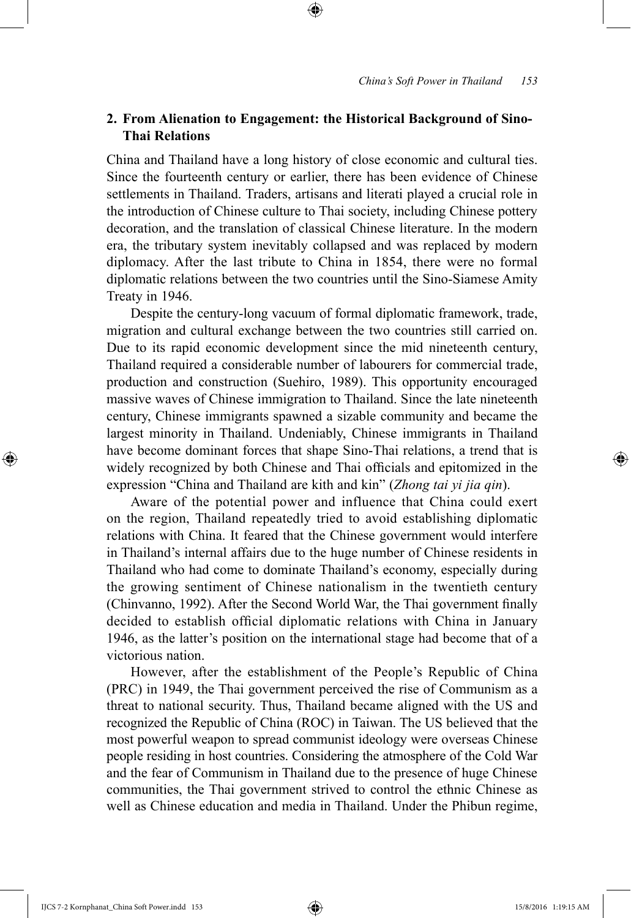## 2. From Alienation to Engagement: the Historical Background of Sino-Thai Relations

China and Thailand have a long history of close economic and cultural ties. Since the fourteenth century or earlier, there has been evidence of Chinese settlements in Thailand. Traders, artisans and literati played a crucial role in the introduction of Chinese culture to Thai society, including Chinese pottery decoration, and the translation of classical Chinese literature. In the modern era, the tributary system inevitably collapsed and was replaced by modern diplomacy. After the last tribute to China in 1854, there were no formal diplomatic relations between the two countries until the Sino-Siamese Amity Treaty in 1946.

Despite the century-long vacuum of formal diplomatic framework, trade, migration and cultural exchange between the two countries still carried on. Due to its rapid economic development since the mid nineteenth century, Thailand required a considerable number of labourers for commercial trade, production and construction (Suehiro, 1989). This opportunity encouraged massive waves of Chinese immigration to Thailand. Since the late nineteenth century, Chinese immigrants spawned a sizable community and became the largest minority in Thailand. Undeniably, Chinese immigrants in Thailand have become dominant forces that shape Sino-Thai relations, a trend that is widely recognized by both Chinese and Thai officials and epitomized in the expression "China and Thailand are kith and kin" (*Zhong tai yi jia qin*).

Aware of the potential power and influence that China could exert on the region, Thailand repeatedly tried to avoid establishing diplomatic relations with China. It feared that the Chinese government would interfere in Thailand's internal affairs due to the huge number of Chinese residents in Thailand who had come to dominate Thailand's economy, especially during the growing sentiment of Chinese nationalism in the twentieth century (Chinvanno, 1992). After the Second World War, the Thai government finally decided to establish official diplomatic relations with China in January 1946, as the latter's position on the international stage had become that of a victorious nation.

However, after the establishment of the People's Republic of China (PRC) in 1949, the Thai government perceived the rise of Communism as a threat to national security. Thus, Thailand became aligned with the US and recognized the Republic of China (ROC) in Taiwan. The US believed that the most powerful weapon to spread communist ideology were overseas Chinese people residing in host countries. Considering the atmosphere of the Cold War and the fear of Communism in Thailand due to the presence of huge Chinese communities, the Thai government strived to control the ethnic Chinese as well as Chinese education and media in Thailand. Under the Phibun regime,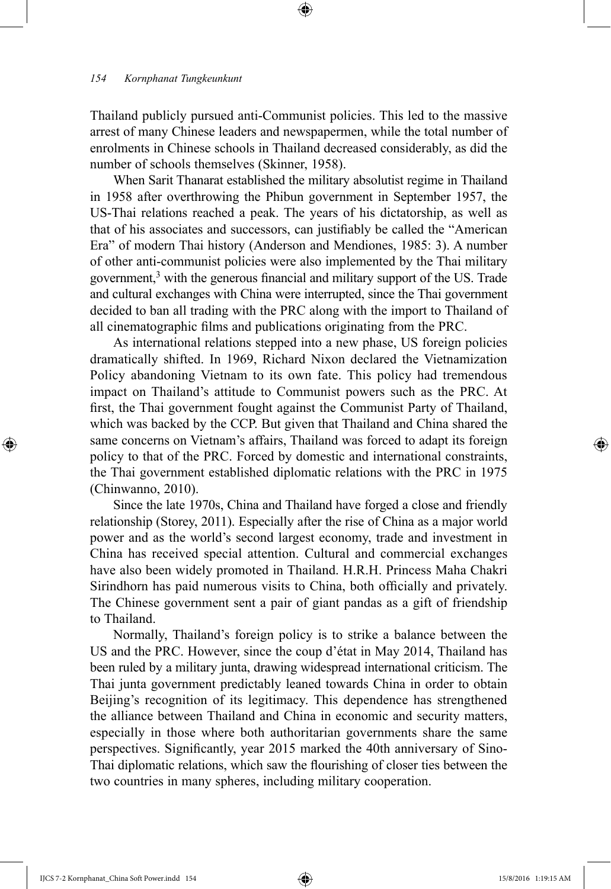Thailand publicly pursued anti-Communist policies. This led to the massive arrest of many Chinese leaders and newspapermen, while the total number of enrolments in Chinese schools in Thailand decreased considerably, as did the number of schools themselves (Skinner, 1958).

When Sarit Thanarat established the military absolutist regime in Thailand in 1958 after overthrowing the Phibun government in September 1957, the US-Thai relations reached a peak. The years of his dictatorship, as well as that of his associates and successors, can justifiably be called the "American Era" of modern Thai history (Anderson and Mendiones, 1985: 3). A number of other anti-communist policies were also implemented by the Thai military government,[3] with the generous financial and military support of the US. Trade and cultural exchanges with China were interrupted, since the Thai government decided to ban all trading with the PRC along with the import to Thailand of all cinematographic films and publications originating from the PRC.

As international relations stepped into a new phase, US foreign policies dramatically shifted. In 1969, Richard Nixon declared the Vietnamization Policy abandoning Vietnam to its own fate. This policy had tremendous impact on Thailand's attitude to Communist powers such as the PRC. At first, the Thai government fought against the Communist Party of Thailand, which was backed by the CCP. But given that Thailand and China shared the same concerns on Vietnam's affairs, Thailand was forced to adapt its foreign policy to that of the PRC. Forced by domestic and international constraints, the Thai government established diplomatic relations with the PRC in 1975 (Chinwanno, 2010).

Since the late 1970s, China and Thailand have forged a close and friendly relationship (Storey, 2011). Especially after the rise of China as a major world power and as the world's second largest economy, trade and investment in China has received special attention. Cultural and commercial exchanges have also been widely promoted in Thailand. H.R.H. Princess Maha Chakri Sirindhorn has paid numerous visits to China, both officially and privately. The Chinese government sent a pair of giant pandas as a gift of friendship to Thailand.

Normally, Thailand's foreign policy is to strike a balance between the US and the PRC. However, since the coup d'état in May 2014, Thailand has been ruled by a military junta, drawing widespread international criticism. The Thai junta government predictably leaned towards China in order to obtain Beijing's recognition of its legitimacy. This dependence has strengthened the alliance between Thailand and China in economic and security matters, especially in those where both authoritarian governments share the same perspectives. Significantly, year 2015 marked the 40th anniversary of Sino-Thai diplomatic relations, which saw the flourishing of closer ties between the two countries in many spheres, including military cooperation.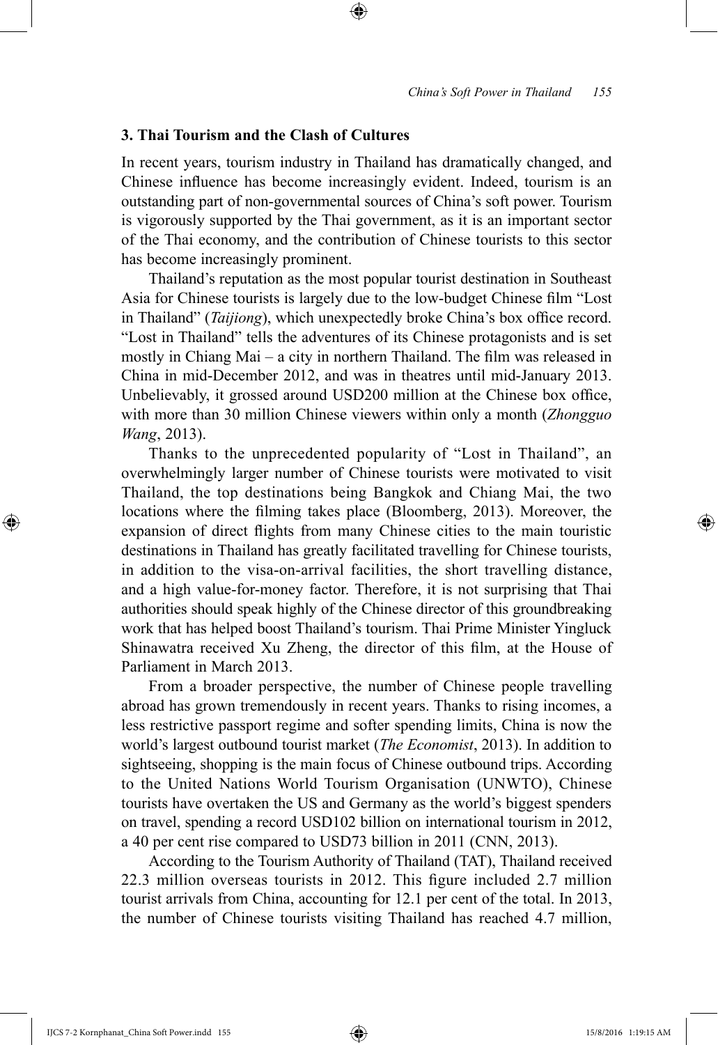## 3. Thai Tourism and the Clash of Cultures

In recent years, tourism industry in Thailand has dramatically changed, and Chinese influence has become increasingly evident. Indeed, tourism is an outstanding part of non-governmental sources of China's soft power. Tourism is vigorously supported by the Thai government, as it is an important sector of the Thai economy, and the contribution of Chinese tourists to this sector has become increasingly prominent.

Thailand's reputation as the most popular tourist destination in Southeast Asia for Chinese tourists is largely due to the low-budget Chinese film "Lost in Thailand" (*Taijiong*), which unexpectedly broke China's box office record. "Lost in Thailand" tells the adventures of its Chinese protagonists and is set mostly in Chiang Mai – a city in northern Thailand. The film was released in China in mid-December 2012, and was in theatres until mid-January 2013. Unbelievably, it grossed around USD200 million at the Chinese box office, with more than 30 million Chinese viewers within only a month (*Zhongguo Wang*, 2013).

Thanks to the unprecedented popularity of "Lost in Thailand", an overwhelmingly larger number of Chinese tourists were motivated to visit Thailand, the top destinations being Bangkok and Chiang Mai, the two locations where the filming takes place (Bloomberg, 2013). Moreover, the expansion of direct flights from many Chinese cities to the main touristic destinations in Thailand has greatly facilitated travelling for Chinese tourists, in addition to the visa-on-arrival facilities, the short travelling distance, and a high value-for-money factor. Therefore, it is not surprising that Thai authorities should speak highly of the Chinese director of this groundbreaking work that has helped boost Thailand's tourism. Thai Prime Minister Yingluck Shinawatra received Xu Zheng, the director of this film, at the House of Parliament in March 2013.

From a broader perspective, the number of Chinese people travelling abroad has grown tremendously in recent years. Thanks to rising incomes, a less restrictive passport regime and softer spending limits, China is now the world's largest outbound tourist market (*The Economist*, 2013). In addition to sightseeing, shopping is the main focus of Chinese outbound trips. According to the United Nations World Tourism Organisation (UNWTO), Chinese tourists have overtaken the US and Germany as the world's biggest spenders on travel, spending a record USD102 billion on international tourism in 2012, a 40 per cent rise compared to USD73 billion in 2011 (CNN, 2013).

According to the Tourism Authority of Thailand (TAT), Thailand received 22.3 million overseas tourists in 2012. This figure included 2.7 million tourist arrivals from China, accounting for 12.1 per cent of the total. In 2013, the number of Chinese tourists visiting Thailand has reached 4.7 million,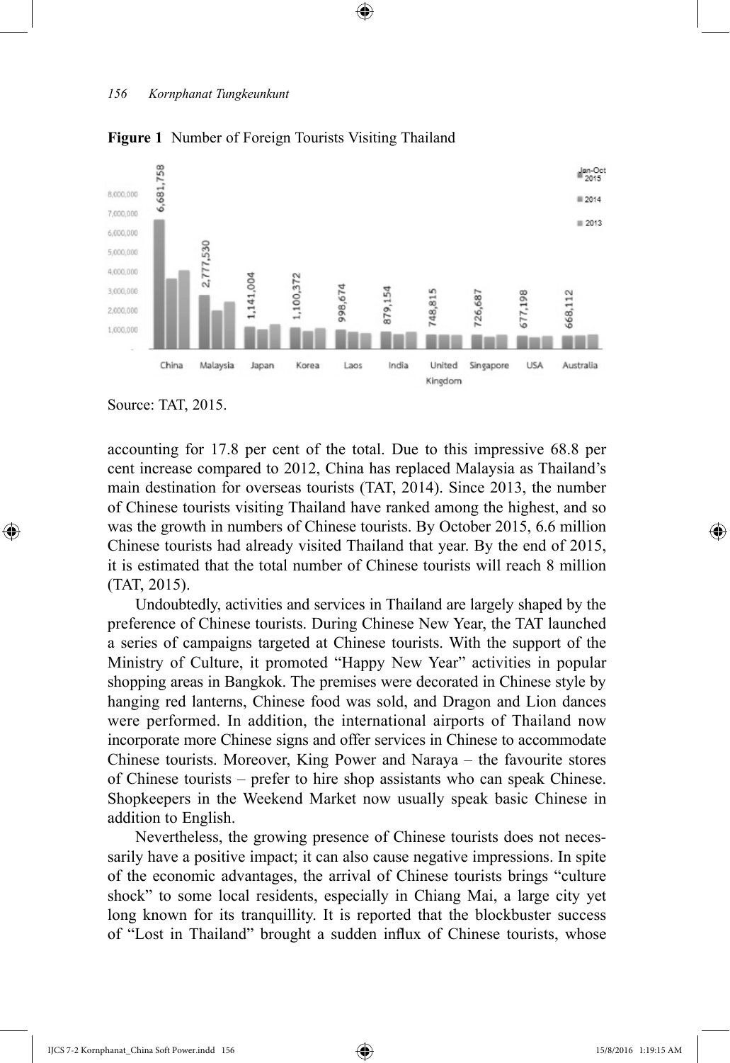**Figure 1** Number of Foreign Tourists Visiting Thailand

Source: TAT, 2015.

accounting for 17.8 per cent of the total. Due to this impressive 68.8 per cent increase compared to 2012, China has replaced Malaysia as Thailand's main destination for overseas tourists (TAT, 2014). Since 2013, the number of Chinese tourists visiting Thailand have ranked among the highest, and so was the growth in numbers of Chinese tourists. By October 2015, 6.6 million Chinese tourists had already visited Thailand that year. By the end of 2015, it is estimated that the total number of Chinese tourists will reach 8 million (TAT, 2015).

Undoubtedly, activities and services in Thailand are largely shaped by the preference of Chinese tourists. During Chinese New Year, the TAT launched a series of campaigns targeted at Chinese tourists. With the support of the Ministry of Culture, it promoted "Happy New Year" activities in popular shopping areas in Bangkok. The premises were decorated in Chinese style by hanging red lanterns, Chinese food was sold, and Dragon and Lion dances were performed. In addition, the international airports of Thailand now incorporate more Chinese signs and offer services in Chinese to accommodate Chinese tourists. Moreover, King Power and Naraya – the favourite stores of Chinese tourists – prefer to hire shop assistants who can speak Chinese. Shopkeepers in the Weekend Market now usually speak basic Chinese in addition to English.

Nevertheless, the growing presence of Chinese tourists does not necessarily have a positive impact; it can also cause negative impressions. In spite of the economic advantages, the arrival of Chinese tourists brings "culture shock" to some local residents, especially in Chiang Mai, a large city yet long known for its tranquillity. It is reported that the blockbuster success of "Lost in Thailand" brought a sudden influx of Chinese tourists, whose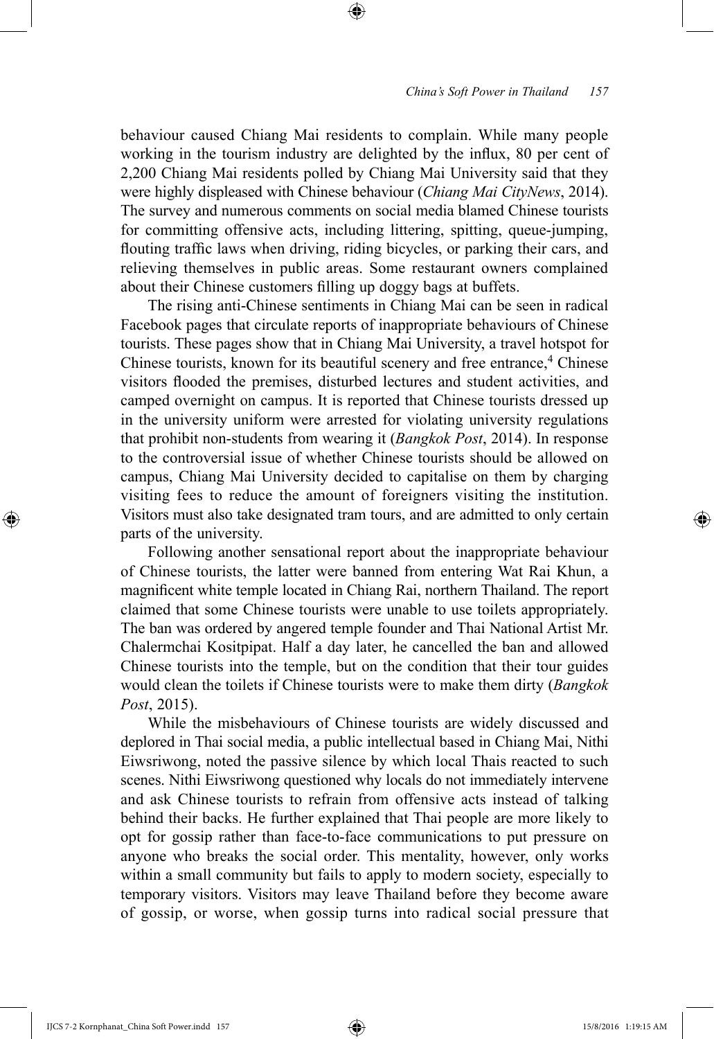behaviour caused Chiang Mai residents to complain. While many people working in the tourism industry are delighted by the influx, 80 per cent of 2,200 Chiang Mai residents polled by Chiang Mai University said that they were highly displeased with Chinese behaviour (*Chiang Mai CityNews*, 2014). The survey and numerous comments on social media blamed Chinese tourists for committing offensive acts, including littering, spitting, queue-jumping, flouting traffic laws when driving, riding bicycles, or parking their cars, and relieving themselves in public areas. Some restaurant owners complained about their Chinese customers filling up doggy bags at buffets.

The rising anti-Chinese sentiments in Chiang Mai can be seen in radical Facebook pages that circulate reports of inappropriate behaviours of Chinese tourists. These pages show that in Chiang Mai University, a travel hotspot for Chinese tourists, known for its beautiful scenery and free entrance,[4] Chinese visitors flooded the premises, disturbed lectures and student activities, and camped overnight on campus. It is reported that Chinese tourists dressed up in the university uniform were arrested for violating university regulations that prohibit non-students from wearing it (*Bangkok Post*, 2014). In response to the controversial issue of whether Chinese tourists should be allowed on campus, Chiang Mai University decided to capitalise on them by charging visiting fees to reduce the amount of foreigners visiting the institution. Visitors must also take designated tram tours, and are admitted to only certain parts of the university.

Following another sensational report about the inappropriate behaviour of Chinese tourists, the latter were banned from entering Wat Rai Khun, a magnificent white temple located in Chiang Rai, northern Thailand. The report claimed that some Chinese tourists were unable to use toilets appropriately. The ban was ordered by angered temple founder and Thai National Artist Mr. Chalermchai Kositpipat. Half a day later, he cancelled the ban and allowed Chinese tourists into the temple, but on the condition that their tour guides would clean the toilets if Chinese tourists were to make them dirty (*Bangkok Post*, 2015).

While the misbehaviours of Chinese tourists are widely discussed and deplored in Thai social media, a public intellectual based in Chiang Mai, Nithi Eiwsriwong, noted the passive silence by which local Thais reacted to such scenes. Nithi Eiwsriwong questioned why locals do not immediately intervene and ask Chinese tourists to refrain from offensive acts instead of talking behind their backs. He further explained that Thai people are more likely to opt for gossip rather than face-to-face communications to put pressure on anyone who breaks the social order. This mentality, however, only works within a small community but fails to apply to modern society, especially to temporary visitors. Visitors may leave Thailand before they become aware of gossip, or worse, when gossip turns into radical social pressure that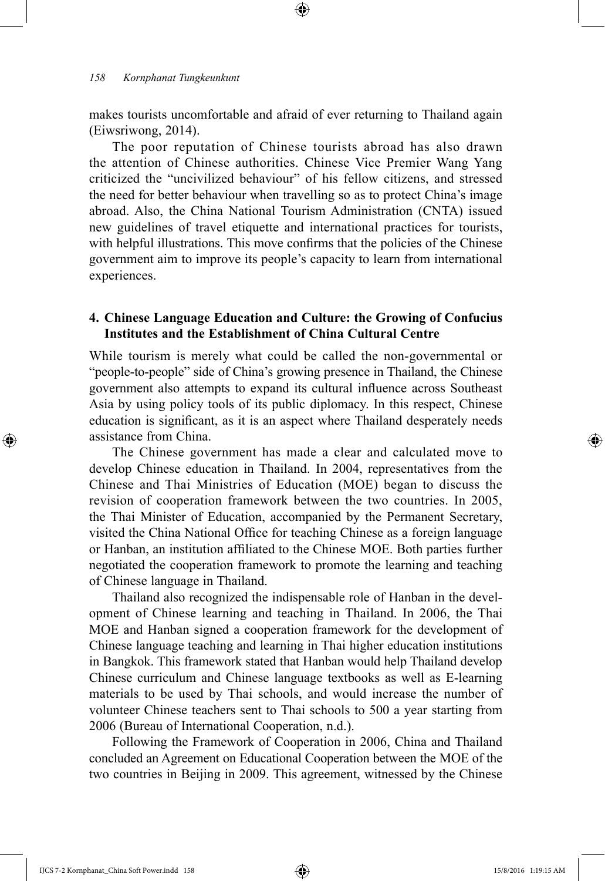makes tourists uncomfortable and afraid of ever returning to Thailand again (Eiwsriwong, 2014).

The poor reputation of Chinese tourists abroad has also drawn the attention of Chinese authorities. Chinese Vice Premier Wang Yang criticized the "uncivilized behaviour" of his fellow citizens, and stressed the need for better behaviour when travelling so as to protect China's image abroad. Also, the China National Tourism Administration (CNTA) issued new guidelines of travel etiquette and international practices for tourists, with helpful illustrations. This move confirms that the policies of the Chinese government aim to improve its people's capacity to learn from international experiences.

## 4. Chinese Language Education and Culture: the Growing of Confucius Institutes and the Establishment of China Cultural Centre

While tourism is merely what could be called the non-governmental or "people-to-people" side of China's growing presence in Thailand, the Chinese government also attempts to expand its cultural influence across Southeast Asia by using policy tools of its public diplomacy. In this respect, Chinese education is significant, as it is an aspect where Thailand desperately needs assistance from China.

The Chinese government has made a clear and calculated move to develop Chinese education in Thailand. In 2004, representatives from the Chinese and Thai Ministries of Education (MOE) began to discuss the revision of cooperation framework between the two countries. In 2005, the Thai Minister of Education, accompanied by the Permanent Secretary, visited the China National Office for teaching Chinese as a foreign language or Hanban, an institution affiliated to the Chinese MOE. Both parties further negotiated the cooperation framework to promote the learning and teaching of Chinese language in Thailand.

Thailand also recognized the indispensable role of Hanban in the development of Chinese learning and teaching in Thailand. In 2006, the Thai MOE and Hanban signed a cooperation framework for the development of Chinese language teaching and learning in Thai higher education institutions in Bangkok. This framework stated that Hanban would help Thailand develop Chinese curriculum and Chinese language textbooks as well as E-learning materials to be used by Thai schools, and would increase the number of volunteer Chinese teachers sent to Thai schools to 500 a year starting from 2006 (Bureau of International Cooperation, n.d.).

Following the Framework of Cooperation in 2006, China and Thailand concluded an Agreement on Educational Cooperation between the MOE of the two countries in Beijing in 2009. This agreement, witnessed by the Chinese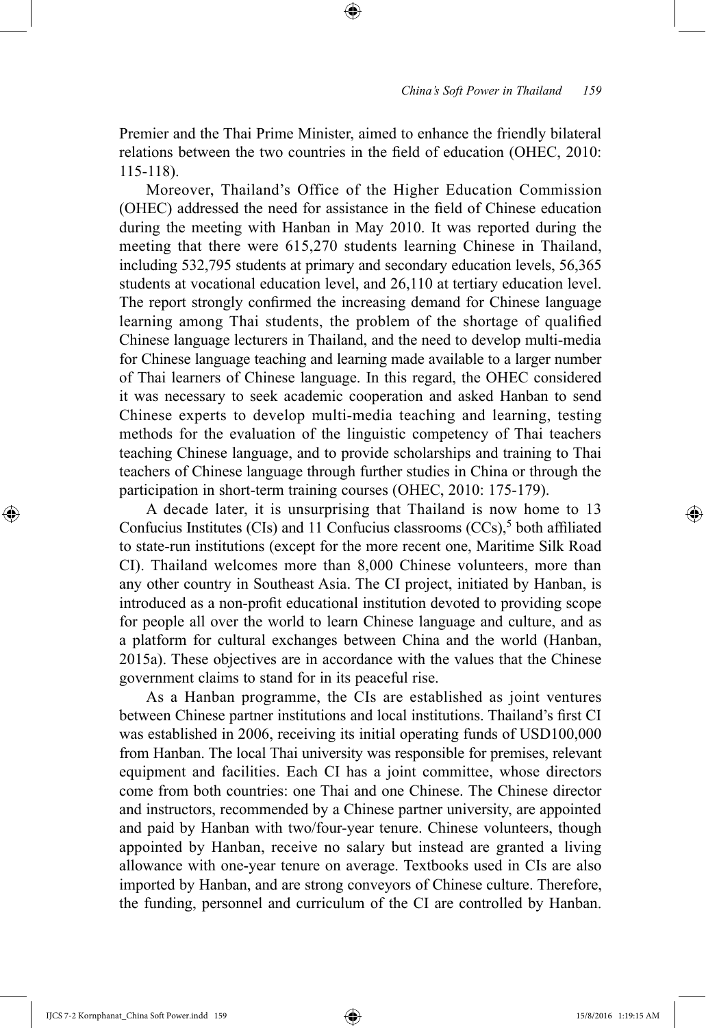Premier and the Thai Prime Minister, aimed to enhance the friendly bilateral relations between the two countries in the field of education (OHEC, 2010: 115-118).

Moreover, Thailand's Office of the Higher Education Commission (OHEC) addressed the need for assistance in the field of Chinese education during the meeting with Hanban in May 2010. It was reported during the meeting that there were 615,270 students learning Chinese in Thailand, including 532,795 students at primary and secondary education levels, 56,365 students at vocational education level, and 26,110 at tertiary education level. The report strongly confirmed the increasing demand for Chinese language learning among Thai students, the problem of the shortage of qualified Chinese language lecturers in Thailand, and the need to develop multi-media for Chinese language teaching and learning made available to a larger number of Thai learners of Chinese language. In this regard, the OHEC considered it was necessary to seek academic cooperation and asked Hanban to send Chinese experts to develop multi-media teaching and learning, testing methods for the evaluation of the linguistic competency of Thai teachers teaching Chinese language, and to provide scholarships and training to Thai teachers of Chinese language through further studies in China or through the participation in short-term training courses (OHEC, 2010: 175-179).

A decade later, it is unsurprising that Thailand is now home to 13 Confucius Institutes (CIs) and 11 Confucius classrooms (CCs),[5] both affiliated to state-run institutions (except for the more recent one, Maritime Silk Road CI). Thailand welcomes more than 8,000 Chinese volunteers, more than any other country in Southeast Asia. The CI project, initiated by Hanban, is introduced as a non-profit educational institution devoted to providing scope for people all over the world to learn Chinese language and culture, and as a platform for cultural exchanges between China and the world (Hanban, 2015a). These objectives are in accordance with the values that the Chinese government claims to stand for in its peaceful rise.

As a Hanban programme, the CIs are established as joint ventures between Chinese partner institutions and local institutions. Thailand's first CI was established in 2006, receiving its initial operating funds of USD100,000 from Hanban. The local Thai university was responsible for premises, relevant equipment and facilities. Each CI has a joint committee, whose directors come from both countries: one Thai and one Chinese. The Chinese director and instructors, recommended by a Chinese partner university, are appointed and paid by Hanban with two/four-year tenure. Chinese volunteers, though appointed by Hanban, receive no salary but instead are granted a living allowance with one-year tenure on average. Textbooks used in CIs are also imported by Hanban, and are strong conveyors of Chinese culture. Therefore, the funding, personnel and curriculum of the CI are controlled by Hanban.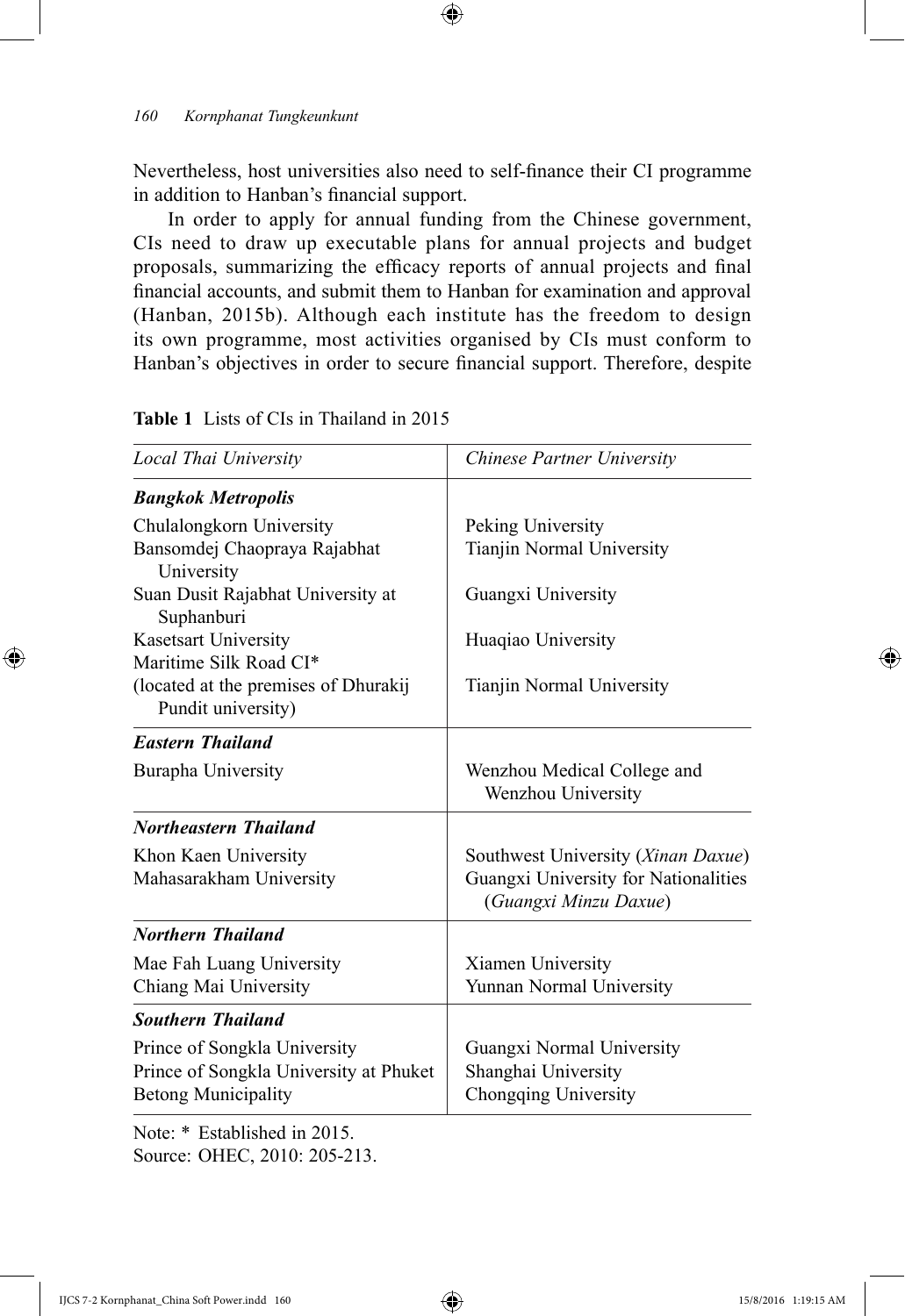Nevertheless, host universities also need to self-finance their CI programme in addition to Hanban's financial support.

In order to apply for annual funding from the Chinese government, CIs need to draw up executable plans for annual projects and budget proposals, summarizing the efficacy reports of annual projects and final financial accounts, and submit them to Hanban for examination and approval (Hanban, 2015b). Although each institute has the freedom to design its own programme, most activities organised by CIs must conform to Hanban's objectives in order to secure financial support. Therefore, despite

**Table 1** Lists of CIs in Thailand in 2015

| *Local Thai University* | *Chinese Partner University* |
|---|---|
| ***Bangkok Metropolis*** | |
| Chulalongkorn University | Peking University |
| Bansomdej Chaopraya Rajabhat University | Tianjin Normal University |
| Suan Dusit Rajabhat University at Suphanburi | Guangxi University |
| Kasetsart University | Huaqiao University |
| Maritime Silk Road CI* (located at the premises of Dhurakij Pundit university) | Tianjin Normal University |
| ***Eastern Thailand*** | |
| Burapha University | Wenzhou Medical College and Wenzhou University |
| ***Northeastern Thailand*** | |
| Khon Kaen University | Southwest University (*Xinan Daxue*) |
| Mahasarakham University | Guangxi University for Nationalities (*Guangxi Minzu Daxue*) |
| ***Northern Thailand*** | |
| Mae Fah Luang University | Xiamen University |
| Chiang Mai University | Yunnan Normal University |
| ***Southern Thailand*** | |
| Prince of Songkla University | Guangxi Normal University |
| Prince of Songkla University at Phuket | Shanghai University |
| Betong Municipality | Chongqing University |

Note: * Established in 2015.
Source: OHEC, 2010: 205-213.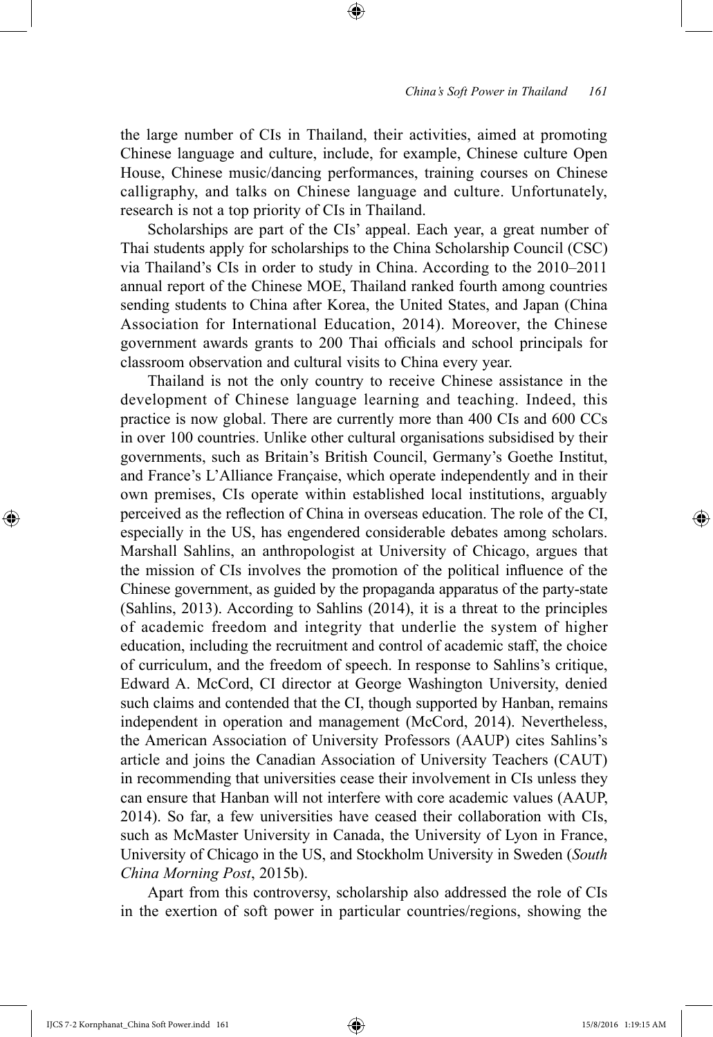the large number of CIs in Thailand, their activities, aimed at promoting Chinese language and culture, include, for example, Chinese culture Open House, Chinese music/dancing performances, training courses on Chinese calligraphy, and talks on Chinese language and culture. Unfortunately, research is not a top priority of CIs in Thailand.

Scholarships are part of the CIs' appeal. Each year, a great number of Thai students apply for scholarships to the China Scholarship Council (CSC) via Thailand's CIs in order to study in China. According to the 2010–2011 annual report of the Chinese MOE, Thailand ranked fourth among countries sending students to China after Korea, the United States, and Japan (China Association for International Education, 2014). Moreover, the Chinese government awards grants to 200 Thai officials and school principals for classroom observation and cultural visits to China every year.

Thailand is not the only country to receive Chinese assistance in the development of Chinese language learning and teaching. Indeed, this practice is now global. There are currently more than 400 CIs and 600 CCs in over 100 countries. Unlike other cultural organisations subsidised by their governments, such as Britain's British Council, Germany's Goethe Institut, and France's L'Alliance Française, which operate independently and in their own premises, CIs operate within established local institutions, arguably perceived as the reflection of China in overseas education. The role of the CI, especially in the US, has engendered considerable debates among scholars. Marshall Sahlins, an anthropologist at University of Chicago, argues that the mission of CIs involves the promotion of the political influence of the Chinese government, as guided by the propaganda apparatus of the party-state (Sahlins, 2013). According to Sahlins (2014), it is a threat to the principles of academic freedom and integrity that underlie the system of higher education, including the recruitment and control of academic staff, the choice of curriculum, and the freedom of speech. In response to Sahlins's critique, Edward A. McCord, CI director at George Washington University, denied such claims and contended that the CI, though supported by Hanban, remains independent in operation and management (McCord, 2014). Nevertheless, the American Association of University Professors (AAUP) cites Sahlins's article and joins the Canadian Association of University Teachers (CAUT) in recommending that universities cease their involvement in CIs unless they can ensure that Hanban will not interfere with core academic values (AAUP, 2014). So far, a few universities have ceased their collaboration with CIs, such as McMaster University in Canada, the University of Lyon in France, University of Chicago in the US, and Stockholm University in Sweden (*South China Morning Post*, 2015b).

Apart from this controversy, scholarship also addressed the role of CIs in the exertion of soft power in particular countries/regions, showing the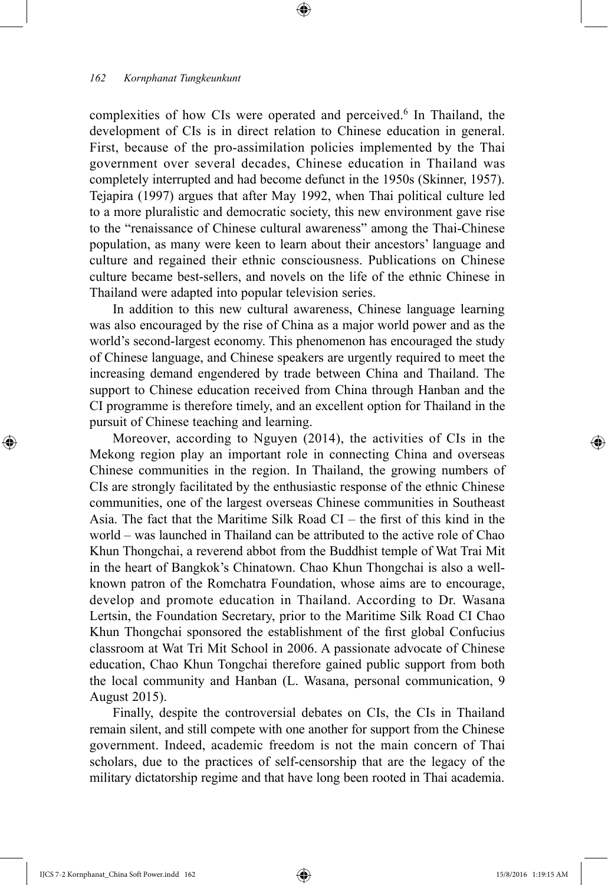complexities of how CIs were operated and perceived.[6] In Thailand, the development of CIs is in direct relation to Chinese education in general. First, because of the pro-assimilation policies implemented by the Thai government over several decades, Chinese education in Thailand was completely interrupted and had become defunct in the 1950s (Skinner, 1957). Tejapira (1997) argues that after May 1992, when Thai political culture led to a more pluralistic and democratic society, this new environment gave rise to the "renaissance of Chinese cultural awareness" among the Thai-Chinese population, as many were keen to learn about their ancestors' language and culture and regained their ethnic consciousness. Publications on Chinese culture became best-sellers, and novels on the life of the ethnic Chinese in Thailand were adapted into popular television series.

In addition to this new cultural awareness, Chinese language learning was also encouraged by the rise of China as a major world power and as the world's second-largest economy. This phenomenon has encouraged the study of Chinese language, and Chinese speakers are urgently required to meet the increasing demand engendered by trade between China and Thailand. The support to Chinese education received from China through Hanban and the CI programme is therefore timely, and an excellent option for Thailand in the pursuit of Chinese teaching and learning.

Moreover, according to Nguyen (2014), the activities of CIs in the Mekong region play an important role in connecting China and overseas Chinese communities in the region. In Thailand, the growing numbers of CIs are strongly facilitated by the enthusiastic response of the ethnic Chinese communities, one of the largest overseas Chinese communities in Southeast Asia. The fact that the Maritime Silk Road CI – the first of this kind in the world – was launched in Thailand can be attributed to the active role of Chao Khun Thongchai, a reverend abbot from the Buddhist temple of Wat Trai Mit in the heart of Bangkok's Chinatown. Chao Khun Thongchai is also a well-known patron of the Romchatra Foundation, whose aims are to encourage, develop and promote education in Thailand. According to Dr. Wasana Lertsin, the Foundation Secretary, prior to the Maritime Silk Road CI Chao Khun Thongchai sponsored the establishment of the first global Confucius classroom at Wat Tri Mit School in 2006. A passionate advocate of Chinese education, Chao Khun Tongchai therefore gained public support from both the local community and Hanban (L. Wasana, personal communication, 9 August 2015).

Finally, despite the controversial debates on CIs, the CIs in Thailand remain silent, and still compete with one another for support from the Chinese government. Indeed, academic freedom is not the main concern of Thai scholars, due to the practices of self-censorship that are the legacy of the military dictatorship regime and that have long been rooted in Thai academia.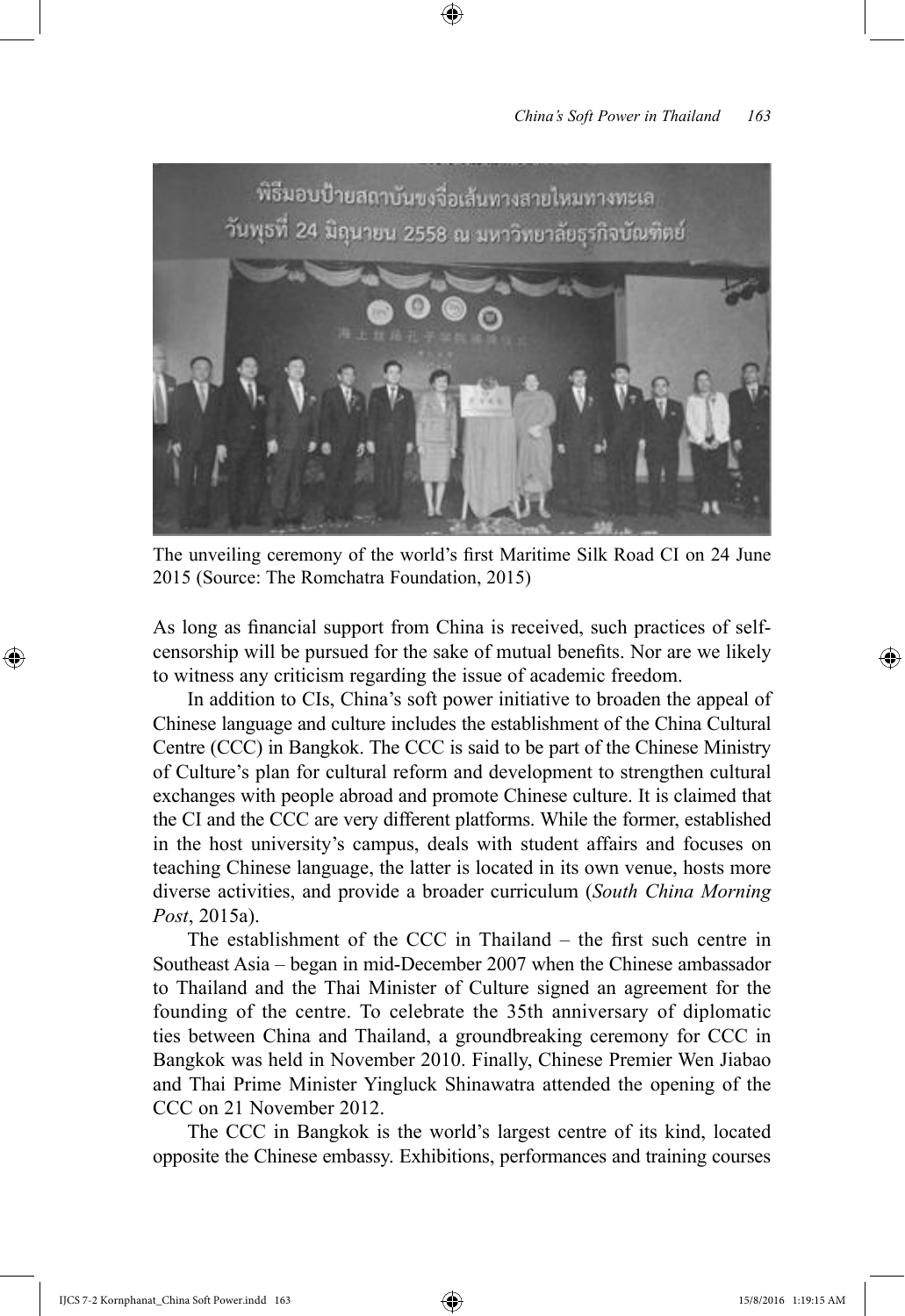The unveiling ceremony of the world's first Maritime Silk Road CI on 24 June 2015 (Source: The Romchatra Foundation, 2015)

As long as financial support from China is received, such practices of self-censorship will be pursued for the sake of mutual benefits. Nor are we likely to witness any criticism regarding the issue of academic freedom.

In addition to CIs, China's soft power initiative to broaden the appeal of Chinese language and culture includes the establishment of the China Cultural Centre (CCC) in Bangkok. The CCC is said to be part of the Chinese Ministry of Culture's plan for cultural reform and development to strengthen cultural exchanges with people abroad and promote Chinese culture. It is claimed that the CI and the CCC are very different platforms. While the former, established in the host university's campus, deals with student affairs and focuses on teaching Chinese language, the latter is located in its own venue, hosts more diverse activities, and provide a broader curriculum (*South China Morning Post*, 2015a).

The establishment of the CCC in Thailand – the first such centre in Southeast Asia – began in mid-December 2007 when the Chinese ambassador to Thailand and the Thai Minister of Culture signed an agreement for the founding of the centre. To celebrate the 35th anniversary of diplomatic ties between China and Thailand, a groundbreaking ceremony for CCC in Bangkok was held in November 2010. Finally, Chinese Premier Wen Jiabao and Thai Prime Minister Yingluck Shinawatra attended the opening of the CCC on 21 November 2012.

The CCC in Bangkok is the world's largest centre of its kind, located opposite the Chinese embassy. Exhibitions, performances and training courses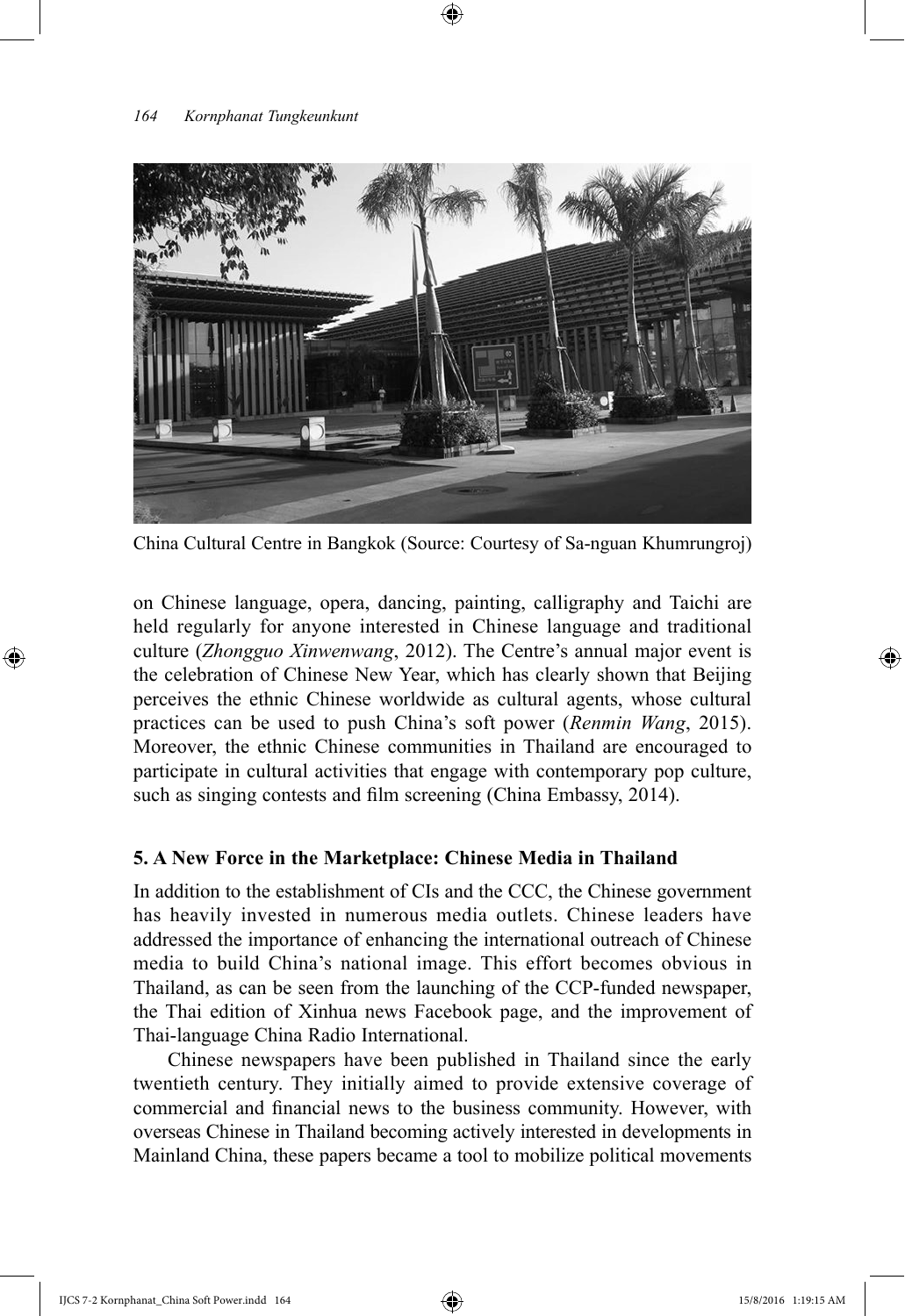China Cultural Centre in Bangkok (Source: Courtesy of Sa-nguan Khumrungroj)

on Chinese language, opera, dancing, painting, calligraphy and Taichi are held regularly for anyone interested in Chinese language and traditional culture (*Zhongguo Xinwenwang*, 2012). The Centre's annual major event is the celebration of Chinese New Year, which has clearly shown that Beijing perceives the ethnic Chinese worldwide as cultural agents, whose cultural practices can be used to push China's soft power (*Renmin Wang*, 2015). Moreover, the ethnic Chinese communities in Thailand are encouraged to participate in cultural activities that engage with contemporary pop culture, such as singing contests and film screening (China Embassy, 2014).

## 5. A New Force in the Marketplace: Chinese Media in Thailand

In addition to the establishment of CIs and the CCC, the Chinese government has heavily invested in numerous media outlets. Chinese leaders have addressed the importance of enhancing the international outreach of Chinese media to build China's national image. This effort becomes obvious in Thailand, as can be seen from the launching of the CCP-funded newspaper, the Thai edition of Xinhua news Facebook page, and the improvement of Thai-language China Radio International.

Chinese newspapers have been published in Thailand since the early twentieth century. They initially aimed to provide extensive coverage of commercial and financial news to the business community. However, with overseas Chinese in Thailand becoming actively interested in developments in Mainland China, these papers became a tool to mobilize political movements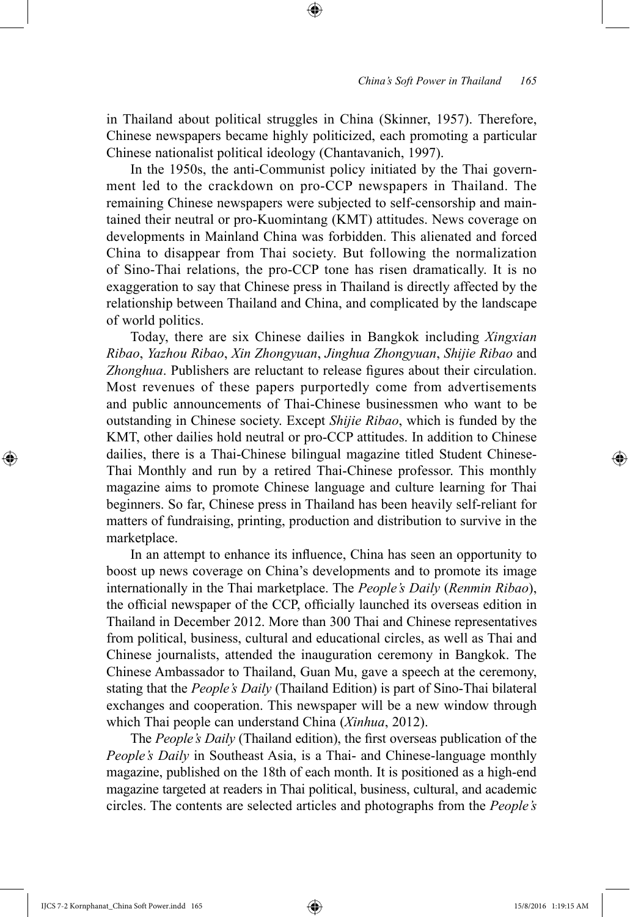in Thailand about political struggles in China (Skinner, 1957). Therefore, Chinese newspapers became highly politicized, each promoting a particular Chinese nationalist political ideology (Chantavanich, 1997).

In the 1950s, the anti-Communist policy initiated by the Thai government led to the crackdown on pro-CCP newspapers in Thailand. The remaining Chinese newspapers were subjected to self-censorship and maintained their neutral or pro-Kuomintang (KMT) attitudes. News coverage on developments in Mainland China was forbidden. This alienated and forced China to disappear from Thai society. But following the normalization of Sino-Thai relations, the pro-CCP tone has risen dramatically. It is no exaggeration to say that Chinese press in Thailand is directly affected by the relationship between Thailand and China, and complicated by the landscape of world politics.

Today, there are six Chinese dailies in Bangkok including *Xingxian Ribao*, *Yazhou Ribao*, *Xin Zhongyuan*, *Jinghua Zhongyuan*, *Shijie Ribao* and *Zhonghua*. Publishers are reluctant to release figures about their circulation. Most revenues of these papers purportedly come from advertisements and public announcements of Thai-Chinese businessmen who want to be outstanding in Chinese society. Except *Shijie Ribao*, which is funded by the KMT, other dailies hold neutral or pro-CCP attitudes. In addition to Chinese dailies, there is a Thai-Chinese bilingual magazine titled Student Chinese-Thai Monthly and run by a retired Thai-Chinese professor. This monthly magazine aims to promote Chinese language and culture learning for Thai beginners. So far, Chinese press in Thailand has been heavily self-reliant for matters of fundraising, printing, production and distribution to survive in the marketplace.

In an attempt to enhance its influence, China has seen an opportunity to boost up news coverage on China's developments and to promote its image internationally in the Thai marketplace. The *People's Daily* (*Renmin Ribao*), the official newspaper of the CCP, officially launched its overseas edition in Thailand in December 2012. More than 300 Thai and Chinese representatives from political, business, cultural and educational circles, as well as Thai and Chinese journalists, attended the inauguration ceremony in Bangkok. The Chinese Ambassador to Thailand, Guan Mu, gave a speech at the ceremony, stating that the *People's Daily* (Thailand Edition) is part of Sino-Thai bilateral exchanges and cooperation. This newspaper will be a new window through which Thai people can understand China (*Xinhua*, 2012).

The *People's Daily* (Thailand edition), the first overseas publication of the *People's Daily* in Southeast Asia, is a Thai- and Chinese-language monthly magazine, published on the 18th of each month. It is positioned as a high-end magazine targeted at readers in Thai political, business, cultural, and academic circles. The contents are selected articles and photographs from the *People's*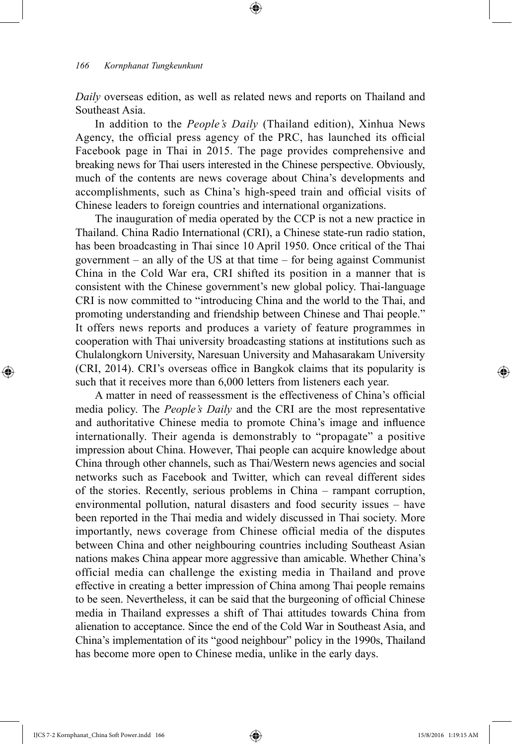*Daily* overseas edition, as well as related news and reports on Thailand and Southeast Asia.

In addition to the *People's Daily* (Thailand edition), Xinhua News Agency, the official press agency of the PRC, has launched its official Facebook page in Thai in 2015. The page provides comprehensive and breaking news for Thai users interested in the Chinese perspective. Obviously, much of the contents are news coverage about China's developments and accomplishments, such as China's high-speed train and official visits of Chinese leaders to foreign countries and international organizations.

The inauguration of media operated by the CCP is not a new practice in Thailand. China Radio International (CRI), a Chinese state-run radio station, has been broadcasting in Thai since 10 April 1950. Once critical of the Thai government – an ally of the US at that time – for being against Communist China in the Cold War era, CRI shifted its position in a manner that is consistent with the Chinese government's new global policy. Thai-language CRI is now committed to "introducing China and the world to the Thai, and promoting understanding and friendship between Chinese and Thai people." It offers news reports and produces a variety of feature programmes in cooperation with Thai university broadcasting stations at institutions such as Chulalongkorn University, Naresuan University and Mahasarakam University (CRI, 2014). CRI's overseas office in Bangkok claims that its popularity is such that it receives more than 6,000 letters from listeners each year.

A matter in need of reassessment is the effectiveness of China's official media policy. The *People's Daily* and the CRI are the most representative and authoritative Chinese media to promote China's image and influence internationally. Their agenda is demonstrably to "propagate" a positive impression about China. However, Thai people can acquire knowledge about China through other channels, such as Thai/Western news agencies and social networks such as Facebook and Twitter, which can reveal different sides of the stories. Recently, serious problems in China – rampant corruption, environmental pollution, natural disasters and food security issues – have been reported in the Thai media and widely discussed in Thai society. More importantly, news coverage from Chinese official media of the disputes between China and other neighbouring countries including Southeast Asian nations makes China appear more aggressive than amicable. Whether China's official media can challenge the existing media in Thailand and prove effective in creating a better impression of China among Thai people remains to be seen. Nevertheless, it can be said that the burgeoning of official Chinese media in Thailand expresses a shift of Thai attitudes towards China from alienation to acceptance. Since the end of the Cold War in Southeast Asia, and China's implementation of its "good neighbour" policy in the 1990s, Thailand has become more open to Chinese media, unlike in the early days.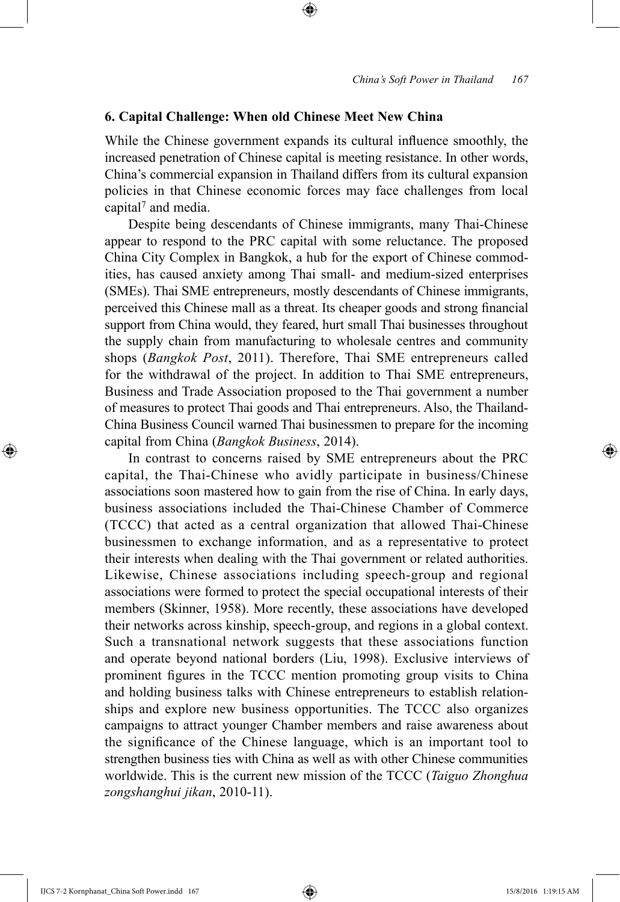## 6. Capital Challenge: When old Chinese Meet New China

While the Chinese government expands its cultural influence smoothly, the increased penetration of Chinese capital is meeting resistance. In other words, China's commercial expansion in Thailand differs from its cultural expansion policies in that Chinese economic forces may face challenges from local capital[7] and media.

Despite being descendants of Chinese immigrants, many Thai-Chinese appear to respond to the PRC capital with some reluctance. The proposed China City Complex in Bangkok, a hub for the export of Chinese commodities, has caused anxiety among Thai small- and medium-sized enterprises (SMEs). Thai SME entrepreneurs, mostly descendants of Chinese immigrants, perceived this Chinese mall as a threat. Its cheaper goods and strong financial support from China would, they feared, hurt small Thai businesses throughout the supply chain from manufacturing to wholesale centres and community shops (*Bangkok Post*, 2011). Therefore, Thai SME entrepreneurs called for the withdrawal of the project. In addition to Thai SME entrepreneurs, Business and Trade Association proposed to the Thai government a number of measures to protect Thai goods and Thai entrepreneurs. Also, the Thailand-China Business Council warned Thai businessmen to prepare for the incoming capital from China (*Bangkok Business*, 2014).

In contrast to concerns raised by SME entrepreneurs about the PRC capital, the Thai-Chinese who avidly participate in business/Chinese associations soon mastered how to gain from the rise of China. In early days, business associations included the Thai-Chinese Chamber of Commerce (TCCC) that acted as a central organization that allowed Thai-Chinese businessmen to exchange information, and as a representative to protect their interests when dealing with the Thai government or related authorities. Likewise, Chinese associations including speech-group and regional associations were formed to protect the special occupational interests of their members (Skinner, 1958). More recently, these associations have developed their networks across kinship, speech-group, and regions in a global context. Such a transnational network suggests that these associations function and operate beyond national borders (Liu, 1998). Exclusive interviews of prominent figures in the TCCC mention promoting group visits to China and holding business talks with Chinese entrepreneurs to establish relationships and explore new business opportunities. The TCCC also organizes campaigns to attract younger Chamber members and raise awareness about the significance of the Chinese language, which is an important tool to strengthen business ties with China as well as with other Chinese communities worldwide. This is the current new mission of the TCCC (*Taiguo Zhonghua zongshanghui jikan*, 2010-11).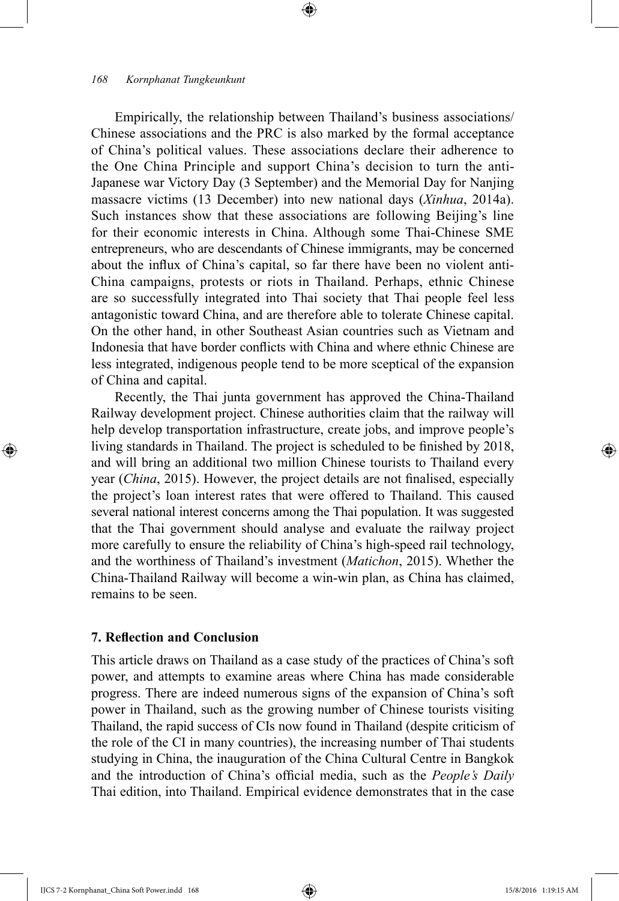Empirically, the relationship between Thailand's business associations/ Chinese associations and the PRC is also marked by the formal acceptance of China's political values. These associations declare their adherence to the One China Principle and support China's decision to turn the anti-Japanese war Victory Day (3 September) and the Memorial Day for Nanjing massacre victims (13 December) into new national days (*Xinhua*, 2014a). Such instances show that these associations are following Beijing's line for their economic interests in China. Although some Thai-Chinese SME entrepreneurs, who are descendants of Chinese immigrants, may be concerned about the influx of China's capital, so far there have been no violent anti-China campaigns, protests or riots in Thailand. Perhaps, ethnic Chinese are so successfully integrated into Thai society that Thai people feel less antagonistic toward China, and are therefore able to tolerate Chinese capital. On the other hand, in other Southeast Asian countries such as Vietnam and Indonesia that have border conflicts with China and where ethnic Chinese are less integrated, indigenous people tend to be more sceptical of the expansion of China and capital.

Recently, the Thai junta government has approved the China-Thailand Railway development project. Chinese authorities claim that the railway will help develop transportation infrastructure, create jobs, and improve people's living standards in Thailand. The project is scheduled to be finished by 2018, and will bring an additional two million Chinese tourists to Thailand every year (*China*, 2015). However, the project details are not finalised, especially the project's loan interest rates that were offered to Thailand. This caused several national interest concerns among the Thai population. It was suggested that the Thai government should analyse and evaluate the railway project more carefully to ensure the reliability of China's high-speed rail technology, and the worthiness of Thailand's investment (*Matichon*, 2015). Whether the China-Thailand Railway will become a win-win plan, as China has claimed, remains to be seen.

## 7. Reflection and Conclusion

This article draws on Thailand as a case study of the practices of China's soft power, and attempts to examine areas where China has made considerable progress. There are indeed numerous signs of the expansion of China's soft power in Thailand, such as the growing number of Chinese tourists visiting Thailand, the rapid success of CIs now found in Thailand (despite criticism of the role of the CI in many countries), the increasing number of Thai students studying in China, the inauguration of the China Cultural Centre in Bangkok and the introduction of China's official media, such as the *People's Daily* Thai edition, into Thailand. Empirical evidence demonstrates that in the case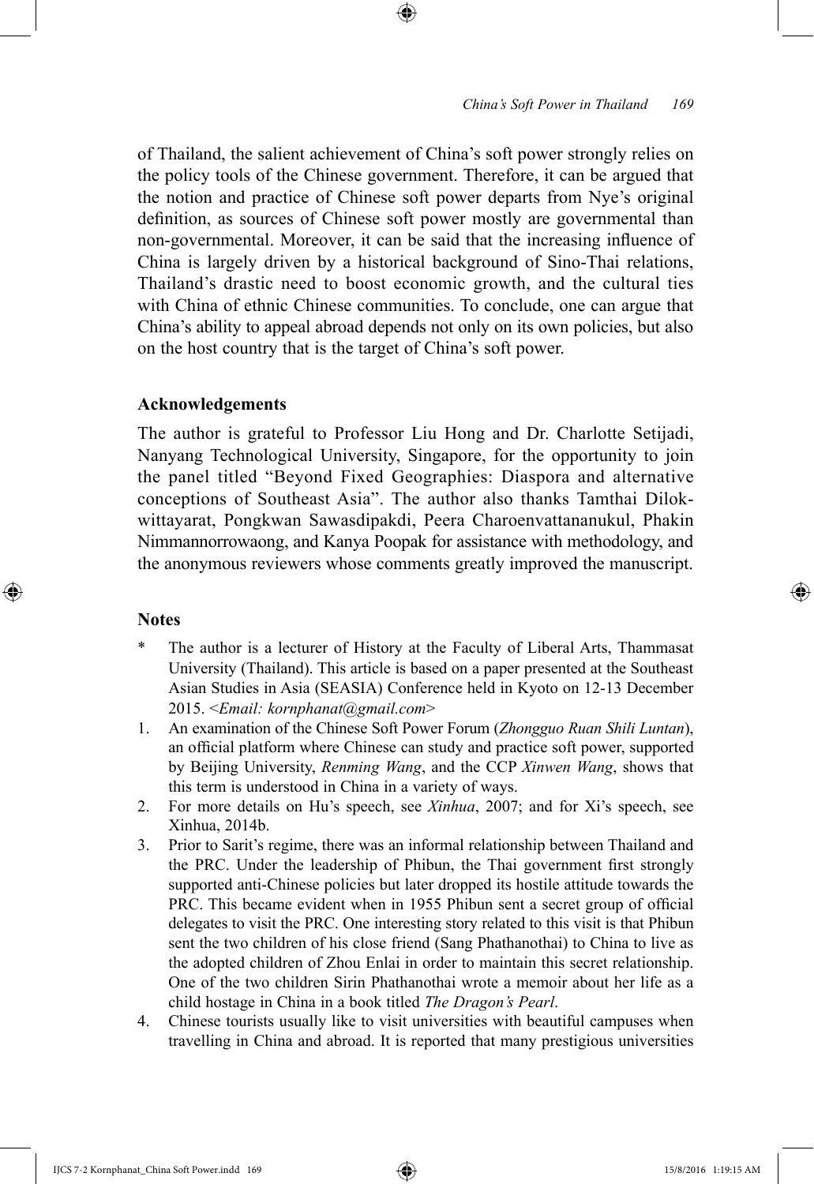of Thailand, the salient achievement of China's soft power strongly relies on the policy tools of the Chinese government. Therefore, it can be argued that the notion and practice of Chinese soft power departs from Nye's original definition, as sources of Chinese soft power mostly are governmental than non-governmental. Moreover, it can be said that the increasing influence of China is largely driven by a historical background of Sino-Thai relations, Thailand's drastic need to boost economic growth, and the cultural ties with China of ethnic Chinese communities. To conclude, one can argue that China's ability to appeal abroad depends not only on its own policies, but also on the host country that is the target of China's soft power.

### Acknowledgements

The author is grateful to Professor Liu Hong and Dr. Charlotte Setijadi, Nanyang Technological University, Singapore, for the opportunity to join the panel titled "Beyond Fixed Geographies: Diaspora and alternative conceptions of Southeast Asia". The author also thanks Tamthai Dilokwittayarat, Pongkwan Sawasdipakdi, Peera Charoenvattananukul, Phakin Nimmannorrowaong, and Kanya Poopak for assistance with methodology, and the anonymous reviewers whose comments greatly improved the manuscript.

### Notes

\* The author is a lecturer of History at the Faculty of Liberal Arts, Thammasat University (Thailand). This article is based on a paper presented at the Southeast Asian Studies in Asia (SEASIA) Conference held in Kyoto on 12-13 December 2015. <*Email: kornphanat@gmail.com*>

1. An examination of the Chinese Soft Power Forum (*Zhongguo Ruan Shili Luntan*), an official platform where Chinese can study and practice soft power, supported by Beijing University, *Renming Wang*, and the CCP *Xinwen Wang*, shows that this term is understood in China in a variety of ways.
2. For more details on Hu's speech, see *Xinhua*, 2007; and for Xi's speech, see Xinhua, 2014b.
3. Prior to Sarit's regime, there was an informal relationship between Thailand and the PRC. Under the leadership of Phibun, the Thai government first strongly supported anti-Chinese policies but later dropped its hostile attitude towards the PRC. This became evident when in 1955 Phibun sent a secret group of official delegates to visit the PRC. One interesting story related to this visit is that Phibun sent the two children of his close friend (Sang Phathanothai) to China to live as the adopted children of Zhou Enlai in order to maintain this secret relationship. One of the two children Sirin Phathanothai wrote a memoir about her life as a child hostage in China in a book titled *The Dragon's Pearl*.
4. Chinese tourists usually like to visit universities with beautiful campuses when travelling in China and abroad. It is reported that many prestigious universities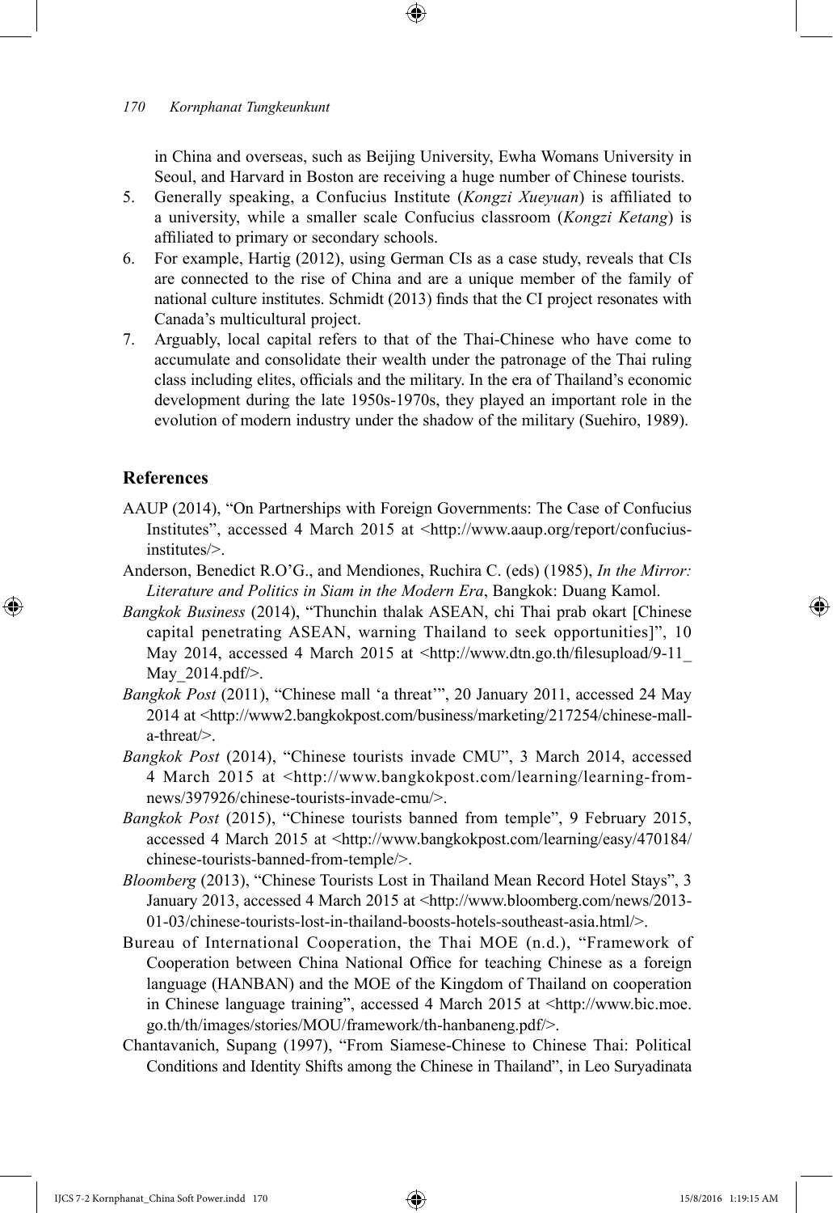in China and overseas, such as Beijing University, Ewha Womans University in Seoul, and Harvard in Boston are receiving a huge number of Chinese tourists.

5. Generally speaking, a Confucius Institute (*Kongzi Xueyuan*) is affiliated to a university, while a smaller scale Confucius classroom (*Kongzi Ketang*) is affiliated to primary or secondary schools.
6. For example, Hartig (2012), using German CIs as a case study, reveals that CIs are connected to the rise of China and are a unique member of the family of national culture institutes. Schmidt (2013) finds that the CI project resonates with Canada's multicultural project.
7. Arguably, local capital refers to that of the Thai-Chinese who have come to accumulate and consolidate their wealth under the patronage of the Thai ruling class including elites, officials and the military. In the era of Thailand's economic development during the late 1950s-1970s, they played an important role in the evolution of modern industry under the shadow of the military (Suehiro, 1989).

## References

AAUP (2014), "On Partnerships with Foreign Governments: The Case of Confucius Institutes", accessed 4 March 2015 at <http://www.aaup.org/report/confucius-institutes/>.

Anderson, Benedict R.O'G., and Mendiones, Ruchira C. (eds) (1985), *In the Mirror: Literature and Politics in Siam in the Modern Era*, Bangkok: Duang Kamol.

*Bangkok Business* (2014), "Thunchin thalak ASEAN, chi Thai prab okart [Chinese capital penetrating ASEAN, warning Thailand to seek opportunities]", 10 May 2014, accessed 4 March 2015 at <http://www.dtn.go.th/filesupload/9-11_May_2014.pdf/>.

*Bangkok Post* (2011), "Chinese mall 'a threat'", 20 January 2011, accessed 24 May 2014 at <http://www2.bangkokpost.com/business/marketing/217254/chinese-mall-a-threat/>.

*Bangkok Post* (2014), "Chinese tourists invade CMU", 3 March 2014, accessed 4 March 2015 at <http://www.bangkokpost.com/learning/learning-from-news/397926/chinese-tourists-invade-cmu/>.

*Bangkok Post* (2015), "Chinese tourists banned from temple", 9 February 2015, accessed 4 March 2015 at <http://www.bangkokpost.com/learning/easy/470184/chinese-tourists-banned-from-temple/>.

*Bloomberg* (2013), "Chinese Tourists Lost in Thailand Mean Record Hotel Stays", 3 January 2013, accessed 4 March 2015 at <http://www.bloomberg.com/news/2013-01-03/chinese-tourists-lost-in-thailand-boosts-hotels-southeast-asia.html/>.

Bureau of International Cooperation, the Thai MOE (n.d.), "Framework of Cooperation between China National Office for teaching Chinese as a foreign language (HANBAN) and the MOE of the Kingdom of Thailand on cooperation in Chinese language training", accessed 4 March 2015 at <http://www.bic.moe.go.th/th/images/stories/MOU/framework/th-hanbaneng.pdf/>.

Chantavanich, Supang (1997), "From Siamese-Chinese to Chinese Thai: Political Conditions and Identity Shifts among the Chinese in Thailand", in Leo Suryadinata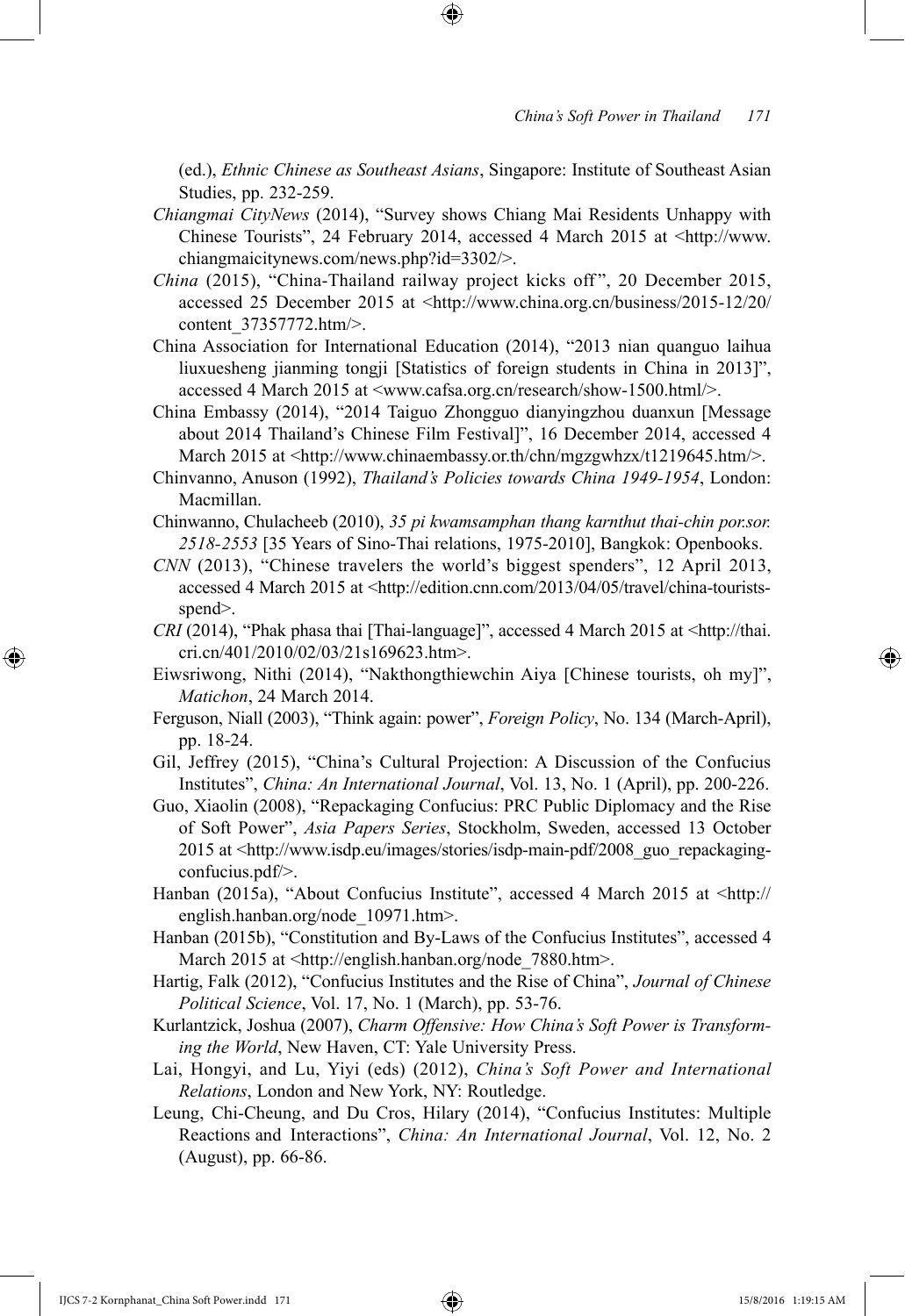(ed.), *Ethnic Chinese as Southeast Asians*, Singapore: Institute of Southeast Asian Studies, pp. 232-259.

*Chiangmai CityNews* (2014), "Survey shows Chiang Mai Residents Unhappy with Chinese Tourists", 24 February 2014, accessed 4 March 2015 at <http://www.chiangmaicitynews.com/news.php?id=3302/>.

*China* (2015), "China-Thailand railway project kicks off", 20 December 2015, accessed 25 December 2015 at <http://www.china.org.cn/business/2015-12/20/content_37357772.htm/>.

China Association for International Education (2014), "2013 nian quanguo laihua liuxuesheng jianming tongji [Statistics of foreign students in China in 2013]", accessed 4 March 2015 at <www.cafsa.org.cn/research/show-1500.html/>.

China Embassy (2014), "2014 Taiguo Zhongguo dianyingzhou duanxun [Message about 2014 Thailand's Chinese Film Festival]", 16 December 2014, accessed 4 March 2015 at <http://www.chinaembassy.or.th/chn/mgzgwhzx/t1219645.htm/>.

Chinvanno, Anuson (1992), *Thailand's Policies towards China 1949-1954*, London: Macmillan.

Chinwanno, Chulacheeb (2010), *35 pi kwamsamphan thang karnthut thai-chin por.sor. 2518-2553* [35 Years of Sino-Thai relations, 1975-2010], Bangkok: Openbooks.

*CNN* (2013), "Chinese travelers the world's biggest spenders", 12 April 2013, accessed 4 March 2015 at <http://edition.cnn.com/2013/04/05/travel/china-tourists-spend>.

*CRI* (2014), "Phak phasa thai [Thai-language]", accessed 4 March 2015 at <http://thai.cri.cn/401/2010/02/03/21s169623.htm>.

Eiwsriwong, Nithi (2014), "Nakthongthiewchin Aiya [Chinese tourists, oh my]", *Matichon*, 24 March 2014.

Ferguson, Niall (2003), "Think again: power", *Foreign Policy*, No. 134 (March-April), pp. 18-24.

Gil, Jeffrey (2015), "China's Cultural Projection: A Discussion of the Confucius Institutes", *China: An International Journal*, Vol. 13, No. 1 (April), pp. 200-226.

Guo, Xiaolin (2008), "Repackaging Confucius: PRC Public Diplomacy and the Rise of Soft Power", *Asia Papers Series*, Stockholm, Sweden, accessed 13 October 2015 at <http://www.isdp.eu/images/stories/isdp-main-pdf/2008_guo_repackaging-confucius.pdf/>.

Hanban (2015a), "About Confucius Institute", accessed 4 March 2015 at <http://english.hanban.org/node_10971.htm>.

Hanban (2015b), "Constitution and By-Laws of the Confucius Institutes", accessed 4 March 2015 at <http://english.hanban.org/node_7880.htm>.

Hartig, Falk (2012), "Confucius Institutes and the Rise of China", *Journal of Chinese Political Science*, Vol. 17, No. 1 (March), pp. 53-76.

Kurlantzick, Joshua (2007), *Charm Offensive: How China's Soft Power is Transforming the World*, New Haven, CT: Yale University Press.

Lai, Hongyi, and Lu, Yiyi (eds) (2012), *China's Soft Power and International Relations*, London and New York, NY: Routledge.

Leung, Chi-Cheung, and Du Cros, Hilary (2014), "Confucius Institutes: Multiple Reactions and Interactions", *China: An International Journal*, Vol. 12, No. 2 (August), pp. 66-86.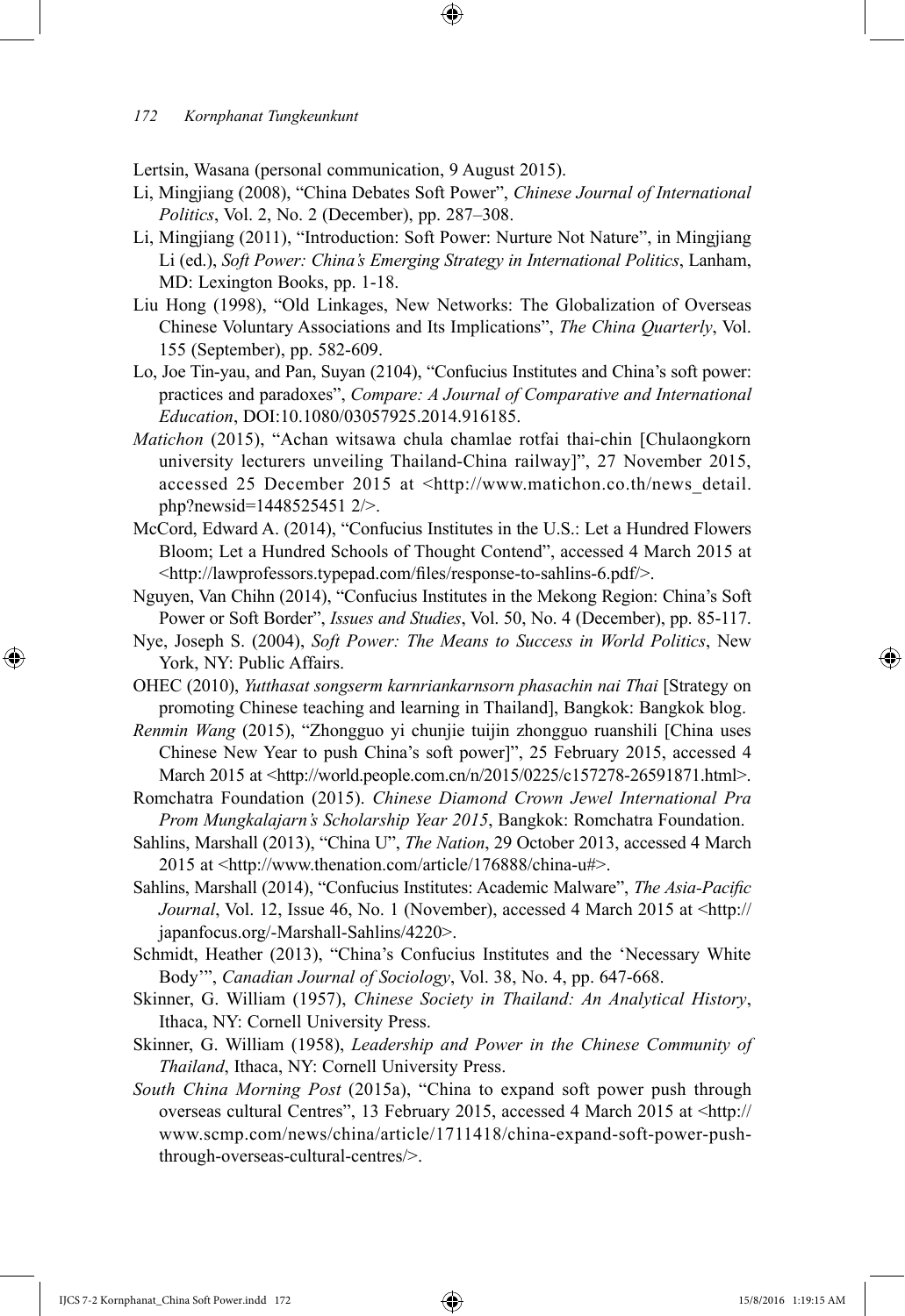Lertsin, Wasana (personal communication, 9 August 2015).

Li, Mingjiang (2008), "China Debates Soft Power", *Chinese Journal of International Politics*, Vol. 2, No. 2 (December), pp. 287–308.

Li, Mingjiang (2011), "Introduction: Soft Power: Nurture Not Nature", in Mingjiang Li (ed.), *Soft Power: China's Emerging Strategy in International Politics*, Lanham, MD: Lexington Books, pp. 1-18.

Liu Hong (1998), "Old Linkages, New Networks: The Globalization of Overseas Chinese Voluntary Associations and Its Implications", *The China Quarterly*, Vol. 155 (September), pp. 582-609.

Lo, Joe Tin-yau, and Pan, Suyan (2104), "Confucius Institutes and China's soft power: practices and paradoxes", *Compare: A Journal of Comparative and International Education*, DOI:10.1080/03057925.2014.916185.

*Matichon* (2015), "Achan witsawa chula chamlae rotfai thai-chin [Chulaongkorn university lecturers unveiling Thailand-China railway]", 27 November 2015, accessed 25 December 2015 at <http://www.matichon.co.th/news_detail.php?newsid=1448525451 2/>.

McCord, Edward A. (2014), "Confucius Institutes in the U.S.: Let a Hundred Flowers Bloom; Let a Hundred Schools of Thought Contend", accessed 4 March 2015 at <http://lawprofessors.typepad.com/files/response-to-sahlins-6.pdf/>.

Nguyen, Van Chihn (2014), "Confucius Institutes in the Mekong Region: China's Soft Power or Soft Border", *Issues and Studies*, Vol. 50, No. 4 (December), pp. 85-117.

Nye, Joseph S. (2004), *Soft Power: The Means to Success in World Politics*, New York, NY: Public Affairs.

OHEC (2010), *Yutthasat songserm karnriankarnsorn phasachin nai Thai* [Strategy on promoting Chinese teaching and learning in Thailand], Bangkok: Bangkok blog.

*Renmin Wang* (2015), "Zhongguo yi chunjie tuijin zhongguo ruanshili [China uses Chinese New Year to push China's soft power]", 25 February 2015, accessed 4 March 2015 at <http://world.people.com.cn/n/2015/0225/c157278-26591871.html>.

Romchatra Foundation (2015). *Chinese Diamond Crown Jewel International Pra Prom Mungkalajarn's Scholarship Year 2015*, Bangkok: Romchatra Foundation.

Sahlins, Marshall (2013), "China U", *The Nation*, 29 October 2013, accessed 4 March 2015 at <http://www.thenation.com/article/176888/china-u#>.

Sahlins, Marshall (2014), "Confucius Institutes: Academic Malware", *The Asia-Pacific Journal*, Vol. 12, Issue 46, No. 1 (November), accessed 4 March 2015 at <http://japanfocus.org/-Marshall-Sahlins/4220>.

Schmidt, Heather (2013), "China's Confucius Institutes and the 'Necessary White Body'", *Canadian Journal of Sociology*, Vol. 38, No. 4, pp. 647-668.

Skinner, G. William (1957), *Chinese Society in Thailand: An Analytical History*, Ithaca, NY: Cornell University Press.

Skinner, G. William (1958), *Leadership and Power in the Chinese Community of Thailand*, Ithaca, NY: Cornell University Press.

*South China Morning Post* (2015a), "China to expand soft power push through overseas cultural Centres", 13 February 2015, accessed 4 March 2015 at <http://www.scmp.com/news/china/article/1711418/china-expand-soft-power-push-through-overseas-cultural-centres/>.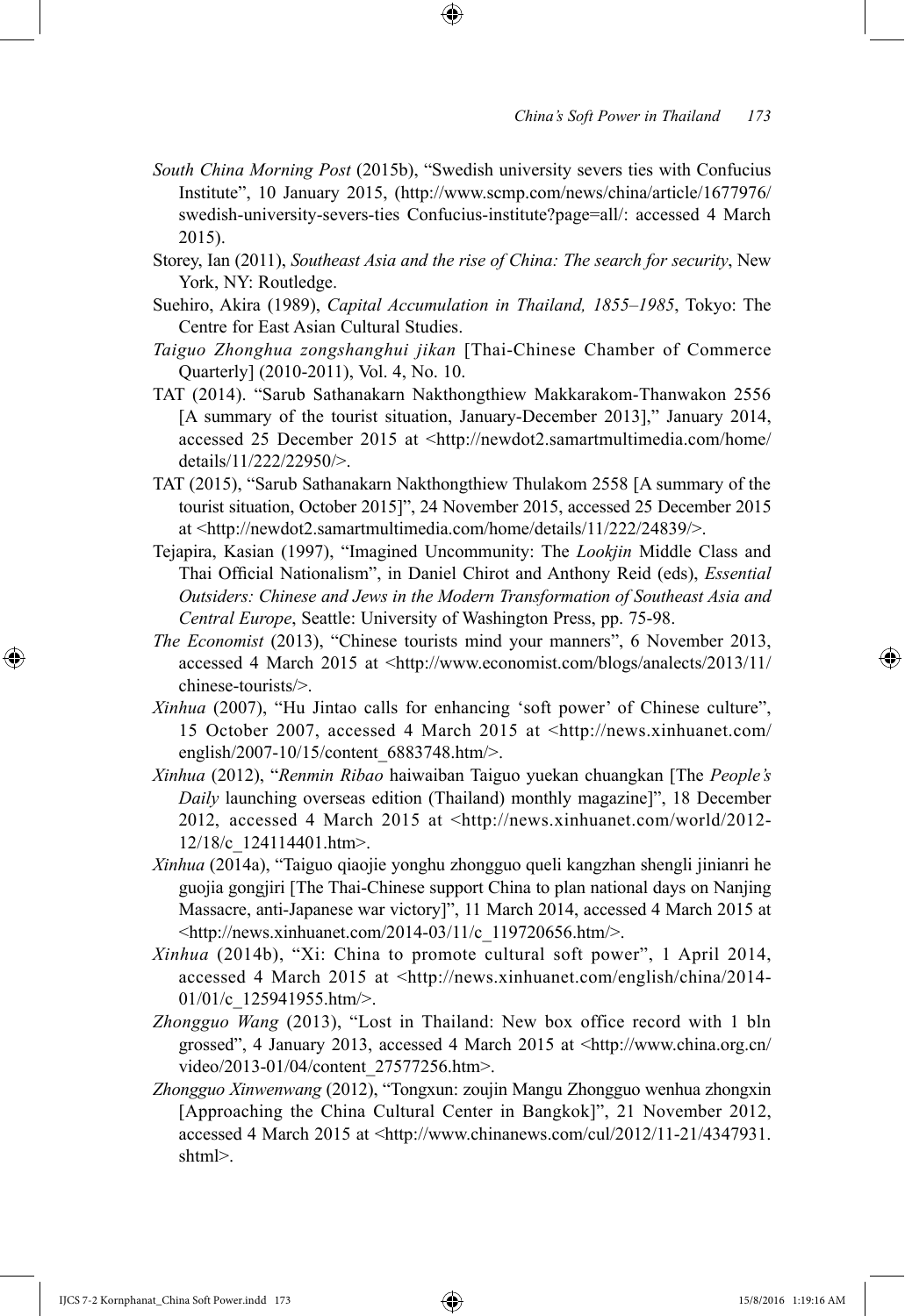*South China Morning Post* (2015b), "Swedish university severs ties with Confucius Institute", 10 January 2015, (http://www.scmp.com/news/china/article/1677976/swedish-university-severs-ties Confucius-institute?page=all/: accessed 4 March 2015).

Storey, Ian (2011), *Southeast Asia and the rise of China: The search for security*, New York, NY: Routledge.

Suehiro, Akira (1989), *Capital Accumulation in Thailand, 1855–1985*, Tokyo: The Centre for East Asian Cultural Studies.

*Taiguo Zhonghua zongshanghui jikan* [Thai-Chinese Chamber of Commerce Quarterly] (2010-2011), Vol. 4, No. 10.

TAT (2014). "Sarub Sathanakarn Nakthongthiew Makkarakom-Thanwakon 2556 [A summary of the tourist situation, January-December 2013]," January 2014, accessed 25 December 2015 at <http://newdot2.samartmultimedia.com/home/details/11/222/22950/>.

TAT (2015), "Sarub Sathanakarn Nakthongthiew Thulakom 2558 [A summary of the tourist situation, October 2015]", 24 November 2015, accessed 25 December 2015 at <http://newdot2.samartmultimedia.com/home/details/11/222/24839/>.

Tejapira, Kasian (1997), "Imagined Uncommunity: The *Lookjin* Middle Class and Thai Official Nationalism", in Daniel Chirot and Anthony Reid (eds), *Essential Outsiders: Chinese and Jews in the Modern Transformation of Southeast Asia and Central Europe*, Seattle: University of Washington Press, pp. 75-98.

*The Economist* (2013), "Chinese tourists mind your manners", 6 November 2013, accessed 4 March 2015 at <http://www.economist.com/blogs/analects/2013/11/chinese-tourists/>.

*Xinhua* (2007), "Hu Jintao calls for enhancing 'soft power' of Chinese culture", 15 October 2007, accessed 4 March 2015 at <http://news.xinhuanet.com/english/2007-10/15/content_6883748.htm/>.

*Xinhua* (2012), "*Renmin Ribao* haiwaiban Taiguo yuekan chuangkan [The *People's Daily* launching overseas edition (Thailand) monthly magazine]", 18 December 2012, accessed 4 March 2015 at <http://news.xinhuanet.com/world/2012-12/18/c_124114401.htm>.

*Xinhua* (2014a), "Taiguo qiaojie yonghu zhongguo queli kangzhan shengli jinianri he guojia gongjiri [The Thai-Chinese support China to plan national days on Nanjing Massacre, anti-Japanese war victory]", 11 March 2014, accessed 4 March 2015 at <http://news.xinhuanet.com/2014-03/11/c_119720656.htm/>.

*Xinhua* (2014b), "Xi: China to promote cultural soft power", 1 April 2014, accessed 4 March 2015 at <http://news.xinhuanet.com/english/china/2014-01/01/c_125941955.htm/>.

*Zhongguo Wang* (2013), "Lost in Thailand: New box office record with 1 bln grossed", 4 January 2013, accessed 4 March 2015 at <http://www.china.org.cn/video/2013-01/04/content_27577256.htm>.

*Zhongguo Xinwenwang* (2012), "Tongxun: zoujin Mangu Zhongguo wenhua zhongxin [Approaching the China Cultural Center in Bangkok]", 21 November 2012, accessed 4 March 2015 at <http://www.chinanews.com/cul/2012/11-21/4347931.shtml>.